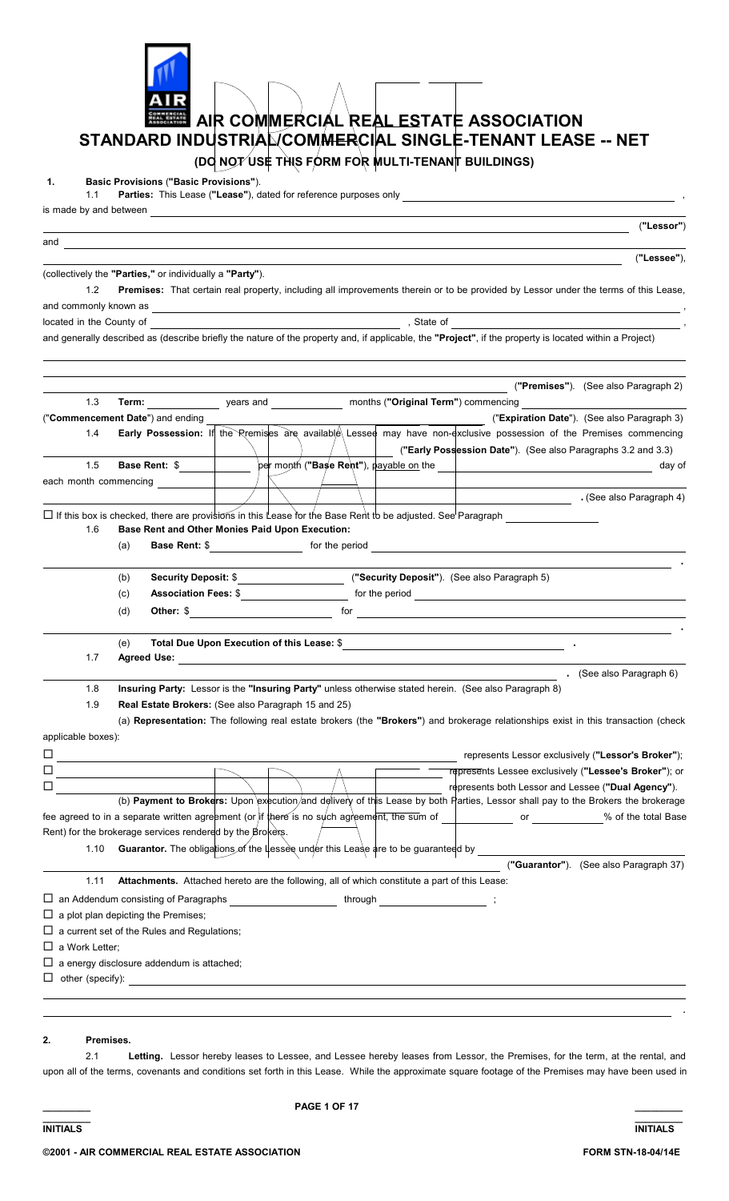# AIR COMMERCIAL REAL ESTATE ASSOCIATION

# STANDARD INDUSTRIAL/COMMERCIAL SINGLE-TENANT LEASE -- NET

### (DO NOT USE THIS FORM FOR MULTI-TENANT BUILDINGS)

**1. Basic Provisions ("Basic Provisions").**

1.1 **Parties:** This Lease (**"Lease"**), dated for reference purposes only ______________________________,
is made by and between ______________________________
______________________________ (**"Lessor"**)
and ______________________________
______________________________ (**"Lessee"**),
(collectively the **"Parties,"** or individually a **"Party"**).

1.2 **Premises:** That certain real property, including all improvements therein or to be provided by Lessor under the terms of this Lease, and commonly known as ______________________________,
located in the County of ______________________________, State of ______________________________,
and generally described as (describe briefly the nature of the property and, if applicable, the **"Project"**, if the property is located within a Project)
______________________________
______________________________ (**"Premises"**). (See also Paragraph 2)

1.3 **Term:** __________ years and __________ months (**"Original Term"**) commencing ______________________________
(**"Commencement Date"**) and ending ______________________________ (**"Expiration Date"**). (See also Paragraph 3)

1.4 **Early Possession:** If the Premises are available Lessee may have non-exclusive possession of the Premises commencing
______________________________ (**"Early Possession Date"**). (See also Paragraphs 3.2 and 3.3)

1.5 **Base Rent:** $__________ per month (**"Base Rent"**), payable on the ______________________________ day of each month commencing ______________________________
______________________________. (See also Paragraph 4)

☐ If this box is checked, there are provisions in this Lease for the Base Rent to be adjusted. See Paragraph __________

1.6 **Base Rent and Other Monies Paid Upon Execution:**

(a) **Base Rent:** $__________ for the period ______________________________
______________________________.

(b) **Security Deposit:** $__________ (**"Security Deposit"**). (See also Paragraph 5)

(c) **Association Fees:** $__________ for the period ______________________________

(d) **Other:** $__________ for ______________________________
______________________________.

(e) **Total Due Upon Execution of this Lease:** $______________________________.

1.7 **Agreed Use:** ______________________________
______________________________. (See also Paragraph 6)

1.8 **Insuring Party:** Lessor is the **"Insuring Party"** unless otherwise stated herein. (See also Paragraph 8)

1.9 **Real Estate Brokers:** (See also Paragraph 15 and 25)

(a) **Representation:** The following real estate brokers (the **"Brokers"**) and brokerage relationships exist in this transaction (check applicable boxes):

☐ ______________________________ represents Lessor exclusively (**"Lessor's Broker"**);
☐ ______________________________ represents Lessee exclusively (**"Lessee's Broker"**); or
☐ ______________________________ represents both Lessor and Lessee (**"Dual Agency"**).

(b) **Payment to Brokers:** Upon execution and delivery of this Lease by both Parties, Lessor shall pay to the Brokers the brokerage fee agreed to in a separate written agreement (or if there is no such agreement, the sum of __________ or __________% of the total Base Rent) for the brokerage services rendered by the Brokers.

1.10 **Guarantor.** The obligations of the Lessee under this Lease are to be guaranteed by ______________________________
______________________________ (**"Guarantor"**). (See also Paragraph 37)

1.11 **Attachments.** Attached hereto are the following, all of which constitute a part of this Lease:

☐ an Addendum consisting of Paragraphs __________ through __________;
☐ a plot plan depicting the Premises;
☐ a current set of the Rules and Regulations;
☐ a Work Letter;
☐ a energy disclosure addendum is attached;
☐ other (specify): ______________________________
______________________________.

**2. Premises.**

2.1 **Letting.** Lessor hereby leases to Lessee, and Lessee hereby leases from Lessor, the Premises, for the term, at the rental, and upon all of the terms, covenants and conditions set forth in this Lease. While the approximate square footage of the Premises may have been used in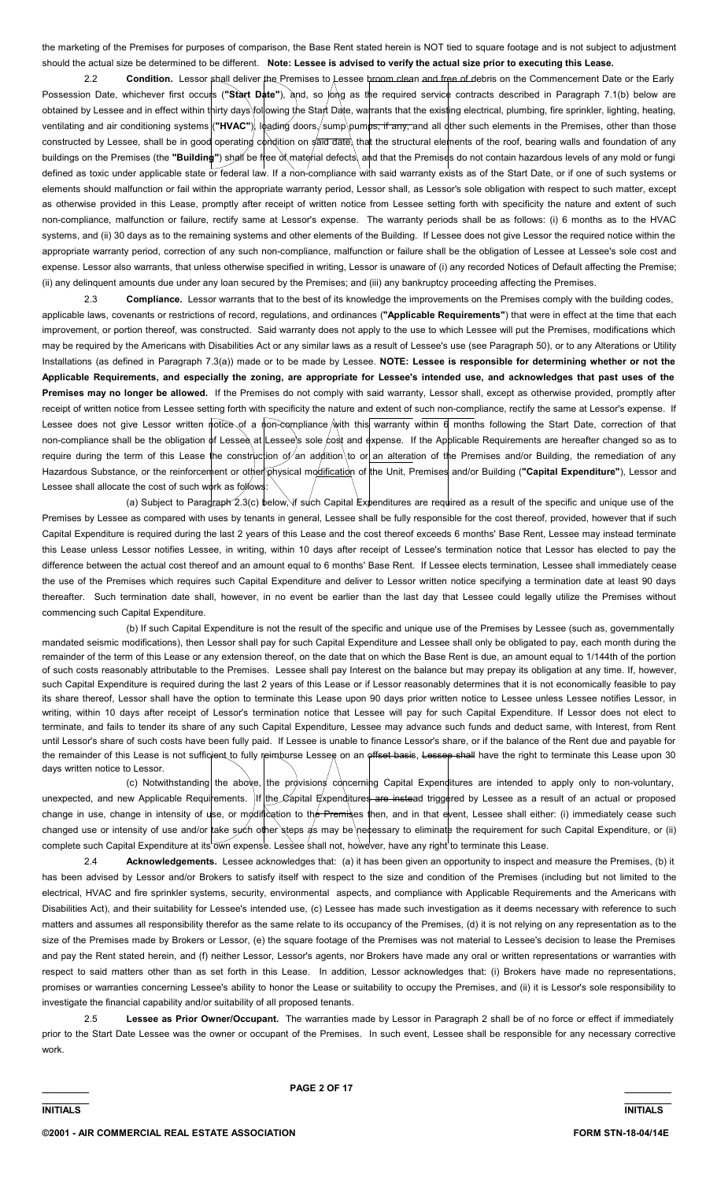the marketing of the Premises for purposes of comparison, the Base Rent stated herein is NOT tied to square footage and is not subject to adjustment should the actual size be determined to be different. **Note: Lessee is advised to verify the actual size prior to executing this Lease.**

2.2 **Condition.** Lessor shall deliver the Premises to Lessee broom clean and free of debris on the Commencement Date or the Early Possession Date, whichever first occurs (**"Start Date"**), and, so long as the required service contracts described in Paragraph 7.1(b) below are obtained by Lessee and in effect within thirty days following the Start Date, warrants that the existing electrical, plumbing, fire sprinkler, lighting, heating, ventilating and air conditioning systems (**"HVAC"**), loading doors, sump pumps, if any, and all other such elements in the Premises, other than those constructed by Lessee, shall be in good operating condition on said date, that the structural elements of the roof, bearing walls and foundation of any buildings on the Premises (the **"Building"**) shall be free of material defects, and that the Premises do not contain hazardous levels of any mold or fungi defined as toxic under applicable state or federal law. If a non-compliance with said warranty exists as of the Start Date, or if one of such systems or elements should malfunction or fail within the appropriate warranty period, Lessor shall, as Lessor's sole obligation with respect to such matter, except as otherwise provided in this Lease, promptly after receipt of written notice from Lessee setting forth with specificity the nature and extent of such non-compliance, malfunction or failure, rectify same at Lessor's expense. The warranty periods shall be as follows: (i) 6 months as to the HVAC systems, and (ii) 30 days as to the remaining systems and other elements of the Building. If Lessee does not give Lessor the required notice within the appropriate warranty period, correction of any such non-compliance, malfunction or failure shall be the obligation of Lessee at Lessee's sole cost and expense. Lessor also warrants, that unless otherwise specified in writing, Lessor is unaware of (i) any recorded Notices of Default affecting the Premise; (ii) any delinquent amounts due under any loan secured by the Premises; and (iii) any bankruptcy proceeding affecting the Premises.

2.3 **Compliance.** Lessor warrants that to the best of its knowledge the improvements on the Premises comply with the building codes, applicable laws, covenants or restrictions of record, regulations, and ordinances (**"Applicable Requirements"**) that were in effect at the time that each improvement, or portion thereof, was constructed. Said warranty does not apply to the use to which Lessee will put the Premises, modifications which may be required by the Americans with Disabilities Act or any similar laws as a result of Lessee's use (see Paragraph 50), or to any Alterations or Utility Installations (as defined in Paragraph 7.3(a)) made or to be made by Lessee. **NOTE: Lessee is responsible for determining whether or not the Applicable Requirements, and especially the zoning, are appropriate for Lessee's intended use, and acknowledges that past uses of the Premises may no longer be allowed.** If the Premises do not comply with said warranty, Lessor shall, except as otherwise provided, promptly after receipt of written notice from Lessee setting forth with specificity the nature and extent of such non-compliance, rectify the same at Lessor's expense. If Lessee does not give Lessor written notice of a non-compliance with this warranty within 6 months following the Start Date, correction of that non-compliance shall be the obligation of Lessee at Lessee's sole cost and expense. If the Applicable Requirements are hereafter changed so as to require during the term of this Lease the construction of an addition to or an alteration of the Premises and/or Building, the remediation of any Hazardous Substance, or the reinforcement or other physical modification of the Unit, Premises and/or Building (**"Capital Expenditure"**), Lessor and Lessee shall allocate the cost of such work as follows:

(a) Subject to Paragraph 2.3(c) below, if such Capital Expenditures are required as a result of the specific and unique use of the Premises by Lessee as compared with uses by tenants in general, Lessee shall be fully responsible for the cost thereof, provided, however that if such Capital Expenditure is required during the last 2 years of this Lease and the cost thereof exceeds 6 months' Base Rent, Lessee may instead terminate this Lease unless Lessor notifies Lessee, in writing, within 10 days after receipt of Lessee's termination notice that Lessor has elected to pay the difference between the actual cost thereof and an amount equal to 6 months' Base Rent. If Lessee elects termination, Lessee shall immediately cease the use of the Premises which requires such Capital Expenditure and deliver to Lessor written notice specifying a termination date at least 90 days thereafter. Such termination date shall, however, in no event be earlier than the last day that Lessee could legally utilize the Premises without commencing such Capital Expenditure.

(b) If such Capital Expenditure is not the result of the specific and unique use of the Premises by Lessee (such as, governmentally mandated seismic modifications), then Lessor shall pay for such Capital Expenditure and Lessee shall only be obligated to pay, each month during the remainder of the term of this Lease or any extension thereof, on the date that on which the Base Rent is due, an amount equal to 1/144th of the portion of such costs reasonably attributable to the Premises. Lessee shall pay Interest on the balance but may prepay its obligation at any time. If, however, such Capital Expenditure is required during the last 2 years of this Lease or if Lessor reasonably determines that it is not economically feasible to pay its share thereof, Lessor shall have the option to terminate this Lease upon 90 days prior written notice to Lessee unless Lessee notifies Lessor, in writing, within 10 days after receipt of Lessor's termination notice that Lessee will pay for such Capital Expenditure. If Lessor does not elect to terminate, and fails to tender its share of any such Capital Expenditure, Lessee may advance such funds and deduct same, with Interest, from Rent until Lessor's share of such costs have been fully paid. If Lessee is unable to finance Lessor's share, or if the balance of the Rent due and payable for the remainder of this Lease is not sufficient to fully reimburse Lessee on an offset basis, Lessee shall have the right to terminate this Lease upon 30 days written notice to Lessor.

(c) Notwithstanding the above, the provisions concerning Capital Expenditures are intended to apply only to non-voluntary, unexpected, and new Applicable Requirements. If the Capital Expenditures are instead triggered by Lessee as a result of an actual or proposed change in use, change in intensity of use, or modification to the Premises then, and in that event, Lessee shall either: (i) immediately cease such changed use or intensity of use and/or take such other steps as may be necessary to eliminate the requirement for such Capital Expenditure, or (ii) complete such Capital Expenditure at its own expense. Lessee shall not, however, have any right to terminate this Lease.

2.4 **Acknowledgements.** Lessee acknowledges that: (a) it has been given an opportunity to inspect and measure the Premises, (b) it has been advised by Lessor and/or Brokers to satisfy itself with respect to the size and condition of the Premises (including but not limited to the electrical, HVAC and fire sprinkler systems, security, environmental aspects, and compliance with Applicable Requirements and the Americans with Disabilities Act), and their suitability for Lessee's intended use, (c) Lessee has made such investigation as it deems necessary with reference to such matters and assumes all responsibility therefor as the same relate to its occupancy of the Premises, (d) it is not relying on any representation as to the size of the Premises made by Brokers or Lessor, (e) the square footage of the Premises was not material to Lessee's decision to lease the Premises and pay the Rent stated herein, and (f) neither Lessor, Lessor's agents, nor Brokers have made any oral or written representations or warranties with respect to said matters other than as set forth in this Lease. In addition, Lessor acknowledges that: (i) Brokers have made no representations, promises or warranties concerning Lessee's ability to honor the Lease or suitability to occupy the Premises, and (ii) it is Lessor's sole responsibility to investigate the financial capability and/or suitability of all proposed tenants.

2.5 **Lessee as Prior Owner/Occupant.** The warranties made by Lessor in Paragraph 2 shall be of no force or effect if immediately prior to the Start Date Lessee was the owner or occupant of the Premises. In such event, Lessee shall be responsible for any necessary corrective work.

________ INITIALS &nbsp;&nbsp;&nbsp;&nbsp;&nbsp;&nbsp;&nbsp;&nbsp; ________ INITIALS

©2001 - AIR COMMERCIAL REAL ESTATE ASSOCIATION &nbsp;&nbsp;&nbsp;&nbsp;&nbsp;&nbsp;&nbsp;&nbsp; FORM STN-18-04/14E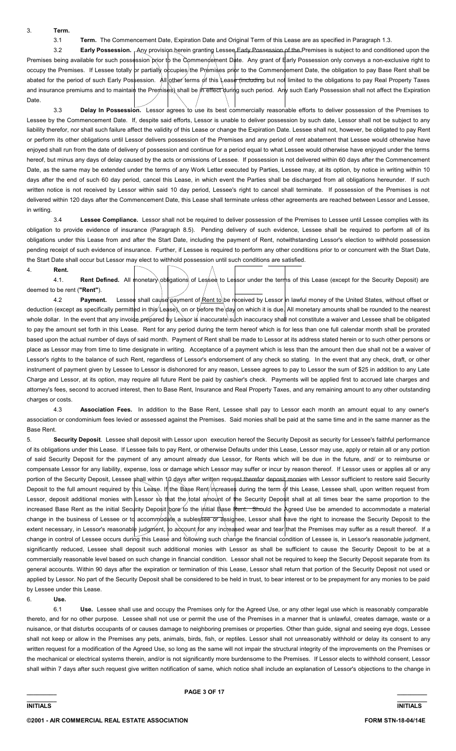3. **Term.**

3.1 **Term.** The Commencement Date, Expiration Date and Original Term of this Lease are as specified in Paragraph 1.3.

3.2 **Early Possession.** Any provision herein granting Lessee Early Possession of the Premises is subject to and conditioned upon the Premises being available for such possession prior to the Commencement Date. Any grant of Early Possession only conveys a non-exclusive right to occupy the Premises. If Lessee totally or partially occupies the Premises prior to the Commencement Date, the obligation to pay Base Rent shall be abated for the period of such Early Possession. All other terms of this Lease (including but not limited to the obligations to pay Real Property Taxes and insurance premiums and to maintain the Premises) shall be in effect during such period. Any such Early Possession shall not affect the Expiration Date.

3.3 **Delay In Possession.** Lessor agrees to use its best commercially reasonable efforts to deliver possession of the Premises to Lessee by the Commencement Date. If, despite said efforts, Lessor is unable to deliver possession by such date, Lessor shall not be subject to any liability therefor, nor shall such failure affect the validity of this Lease or change the Expiration Date. Lessee shall not, however, be obligated to pay Rent or perform its other obligations until Lessor delivers possession of the Premises and any period of rent abatement that Lessee would otherwise have enjoyed shall run from the date of delivery of possession and continue for a period equal to what Lessee would otherwise have enjoyed under the terms hereof, but minus any days of delay caused by the acts or omissions of Lessee. If possession is not delivered within 60 days after the Commencement Date, as the same may be extended under the terms of any Work Letter executed by Parties, Lessee may, at its option, by notice in writing within 10 days after the end of such 60 day period, cancel this Lease, in which event the Parties shall be discharged from all obligations hereunder. If such written notice is not received by Lessor within said 10 day period, Lessee's right to cancel shall terminate. If possession of the Premises is not delivered within 120 days after the Commencement Date, this Lease shall terminate unless other agreements are reached between Lessor and Lessee, in writing.

3.4 **Lessee Compliance.** Lessor shall not be required to deliver possession of the Premises to Lessee until Lessee complies with its obligation to provide evidence of insurance (Paragraph 8.5). Pending delivery of such evidence, Lessee shall be required to perform all of its obligations under this Lease from and after the Start Date, including the payment of Rent, notwithstanding Lessor's election to withhold possession pending receipt of such evidence of insurance. Further, if Lessee is required to perform any other conditions prior to or concurrent with the Start Date, the Start Date shall occur but Lessor may elect to withhold possession until such conditions are satisfied.

4. **Rent.**

4.1. **Rent Defined.** All monetary obligations of Lessee to Lessor under the terms of this Lease (except for the Security Deposit) are deemed to be rent (**"Rent"**).

4.2 **Payment.** Lessee shall cause payment of Rent to be received by Lessor in lawful money of the United States, without offset or deduction (except as specifically permitted in this Lease), on or before the day on which it is due. All monetary amounts shall be rounded to the nearest whole dollar. In the event that any invoice prepared by Lessor is inaccurate such inaccuracy shall not constitute a waiver and Lessee shall be obligated to pay the amount set forth in this Lease. Rent for any period during the term hereof which is for less than one full calendar month shall be prorated based upon the actual number of days of said month. Payment of Rent shall be made to Lessor at its address stated herein or to such other persons or place as Lessor may from time to time designate in writing. Acceptance of a payment which is less than the amount then due shall not be a waiver of Lessor's rights to the balance of such Rent, regardless of Lessor's endorsement of any check so stating. In the event that any check, draft, or other instrument of payment given by Lessee to Lessor is dishonored for any reason, Lessee agrees to pay to Lessor the sum of $25 in addition to any Late Charge and Lessor, at its option, may require all future Rent be paid by cashier's check. Payments will be applied first to accrued late charges and attorney's fees, second to accrued interest, then to Base Rent, Insurance and Real Property Taxes, and any remaining amount to any other outstanding charges or costs.

4.3 **Association Fees.** In addition to the Base Rent, Lessee shall pay to Lessor each month an amount equal to any owner's association or condominium fees levied or assessed against the Premises. Said monies shall be paid at the same time and in the same manner as the Base Rent.

5. **Security Deposit**. Lessee shall deposit with Lessor upon execution hereof the Security Deposit as security for Lessee's faithful performance of its obligations under this Lease. If Lessee fails to pay Rent, or otherwise Defaults under this Lease, Lessor may use, apply or retain all or any portion of said Security Deposit for the payment of any amount already due Lessor, for Rents which will be due in the future, and/ or to reimburse or compensate Lessor for any liability, expense, loss or damage which Lessor may suffer or incur by reason thereof. If Lessor uses or applies all or any portion of the Security Deposit, Lessee shall within 10 days after written request therefor deposit monies with Lessor sufficient to restore said Security Deposit to the full amount required by this Lease. If the Base Rent increases during the term of this Lease, Lessee shall, upon written request from Lessor, deposit additional monies with Lessor so that the total amount of the Security Deposit shall at all times bear the same proportion to the increased Base Rent as the initial Security Deposit bore to the initial Base Rent. Should the Agreed Use be amended to accommodate a material change in the business of Lessee or to accommodate a sublessee or assignee, Lessor shall have the right to increase the Security Deposit to the extent necessary, in Lessor's reasonable judgment, to account for any increased wear and tear that the Premises may suffer as a result thereof. If a change in control of Lessee occurs during this Lease and following such change the financial condition of Lessee is, in Lessor's reasonable judgment, significantly reduced, Lessee shall deposit such additional monies with Lessor as shall be sufficient to cause the Security Deposit to be at a commercially reasonable level based on such change in financial condition. Lessor shall not be required to keep the Security Deposit separate from its general accounts. Within 90 days after the expiration or termination of this Lease, Lessor shall return that portion of the Security Deposit not used or applied by Lessor. No part of the Security Deposit shall be considered to be held in trust, to bear interest or to be prepayment for any monies to be paid by Lessee under this Lease.

6. **Use.**

6.1 **Use.** Lessee shall use and occupy the Premises only for the Agreed Use, or any other legal use which is reasonably comparable thereto, and for no other purpose. Lessee shall not use or permit the use of the Premises in a manner that is unlawful, creates damage, waste or a nuisance, or that disturbs occupants of or causes damage to neighboring premises or properties. Other than guide, signal and seeing eye dogs, Lessee shall not keep or allow in the Premises any pets, animals, birds, fish, or reptiles. Lessor shall not unreasonably withhold or delay its consent to any written request for a modification of the Agreed Use, so long as the same will not impair the structural integrity of the improvements on the Premises or the mechanical or electrical systems therein, and/or is not significantly more burdensome to the Premises. If Lessor elects to withhold consent, Lessor shall within 7 days after such request give written notification of same, which notice shall include an explanation of Lessor's objections to the change in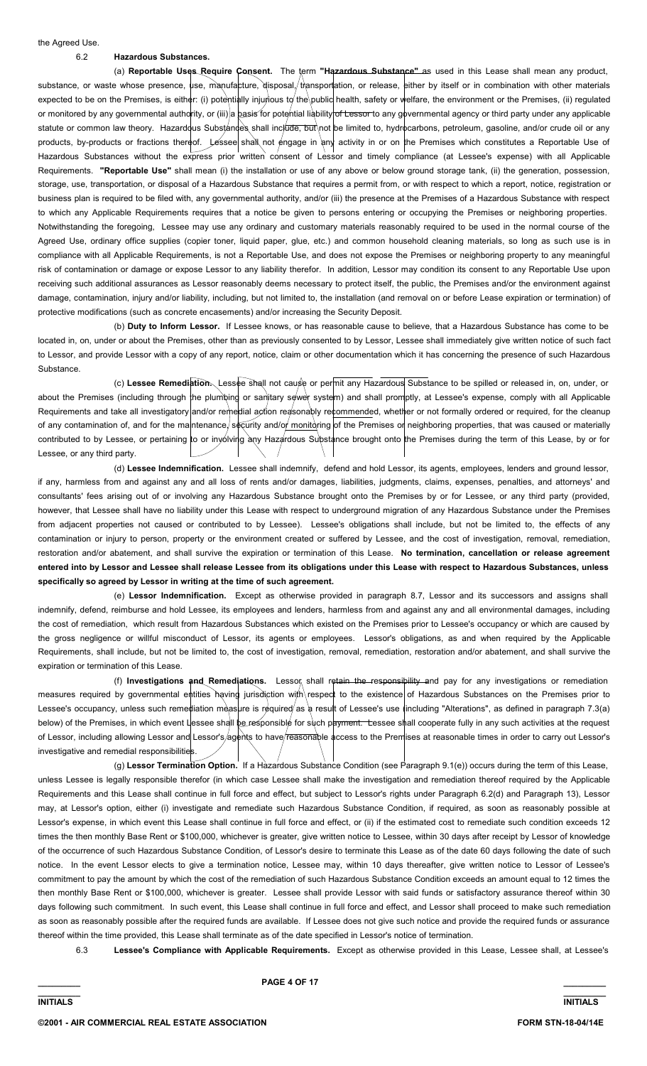the Agreed Use.

6.2 **Hazardous Substances.**

(a) **Reportable Uses Require Consent.** The term **"Hazardous Substance"** as used in this Lease shall mean any product, substance, or waste whose presence, use, manufacture, disposal, transportation, or release, either by itself or in combination with other materials expected to be on the Premises, is either: (i) potentially injurious to the public health, safety or welfare, the environment or the Premises, (ii) regulated or monitored by any governmental authority, or (iii) a basis for potential liability of Lessor to any governmental agency or third party under any applicable statute or common law theory. Hazardous Substances shall include, but not be limited to, hydrocarbons, petroleum, gasoline, and/or crude oil or any products, by-products or fractions thereof. Lessee shall not engage in any activity in or on the Premises which constitutes a Reportable Use of Hazardous Substances without the express prior written consent of Lessor and timely compliance (at Lessee's expense) with all Applicable Requirements. **"Reportable Use"** shall mean (i) the installation or use of any above or below ground storage tank, (ii) the generation, possession, storage, use, transportation, or disposal of a Hazardous Substance that requires a permit from, or with respect to which a report, notice, registration or business plan is required to be filed with, any governmental authority, and/or (iii) the presence at the Premises of a Hazardous Substance with respect to which any Applicable Requirements requires that a notice be given to persons entering or occupying the Premises or neighboring properties. Notwithstanding the foregoing, Lessee may use any ordinary and customary materials reasonably required to be used in the normal course of the Agreed Use, ordinary office supplies (copier toner, liquid paper, glue, etc.) and common household cleaning materials, so long as such use is in compliance with all Applicable Requirements, is not a Reportable Use, and does not expose the Premises or neighboring property to any meaningful risk of contamination or damage or expose Lessor to any liability therefor. In addition, Lessor may condition its consent to any Reportable Use upon receiving such additional assurances as Lessor reasonably deems necessary to protect itself, the public, the Premises and/or the environment against damage, contamination, injury and/or liability, including, but not limited to, the installation (and removal on or before Lease expiration or termination) of protective modifications (such as concrete encasements) and/or increasing the Security Deposit.

(b) **Duty to Inform Lessor.** If Lessee knows, or has reasonable cause to believe, that a Hazardous Substance has come to be located in, on, under or about the Premises, other than as previously consented to by Lessor, Lessee shall immediately give written notice of such fact to Lessor, and provide Lessor with a copy of any report, notice, claim or other documentation which it has concerning the presence of such Hazardous Substance.

(c) **Lessee Remediation.** Lessee shall not cause or permit any Hazardous Substance to be spilled or released in, on, under, or about the Premises (including through the plumbing or sanitary sewer system) and shall promptly, at Lessee's expense, comply with all Applicable Requirements and take all investigatory and/or remedial action reasonably recommended, whether or not formally ordered or required, for the cleanup of any contamination of, and for the maintenance, security and/or monitoring of the Premises or neighboring properties, that was caused or materially contributed to by Lessee, or pertaining to or involving any Hazardous Substance brought onto the Premises during the term of this Lease, by or for Lessee, or any third party.

(d) **Lessee Indemnification.** Lessee shall indemnify, defend and hold Lessor, its agents, employees, lenders and ground lessor, if any, harmless from and against any and all loss of rents and/or damages, liabilities, judgments, claims, expenses, penalties, and attorneys' and consultants' fees arising out of or involving any Hazardous Substance brought onto the Premises by or for Lessee, or any third party (provided, however, that Lessee shall have no liability under this Lease with respect to underground migration of any Hazardous Substance under the Premises from adjacent properties not caused or contributed to by Lessee). Lessee's obligations shall include, but not be limited to, the effects of any contamination or injury to person, property or the environment created or suffered by Lessee, and the cost of investigation, removal, remediation, restoration and/or abatement, and shall survive the expiration or termination of this Lease. **No termination, cancellation or release agreement entered into by Lessor and Lessee shall release Lessee from its obligations under this Lease with respect to Hazardous Substances, unless specifically so agreed by Lessor in writing at the time of such agreement.**

(e) **Lessor Indemnification.** Except as otherwise provided in paragraph 8.7, Lessor and its successors and assigns shall indemnify, defend, reimburse and hold Lessee, its employees and lenders, harmless from and against any and all environmental damages, including the cost of remediation, which result from Hazardous Substances which existed on the Premises prior to Lessee's occupancy or which are caused by the gross negligence or willful misconduct of Lessor, its agents or employees. Lessor's obligations, as and when required by the Applicable Requirements, shall include, but not be limited to, the cost of investigation, removal, remediation, restoration and/or abatement, and shall survive the expiration or termination of this Lease.

(f) **Investigations and Remediations.** Lessor shall retain the responsibility and pay for any investigations or remediation measures required by governmental entities having jurisdiction with respect to the existence of Hazardous Substances on the Premises prior to Lessee's occupancy, unless such remediation measure is required as a result of Lessee's use (including "Alterations", as defined in paragraph 7.3(a) below) of the Premises, in which event Lessee shall be responsible for such payment. Lessee shall cooperate fully in any such activities at the request of Lessor, including allowing Lessor and Lessor's agents to have reasonable access to the Premises at reasonable times in order to carry out Lessor's investigative and remedial responsibilities.

(g) **Lessor Termination Option.** If a Hazardous Substance Condition (see Paragraph 9.1(e)) occurs during the term of this Lease, unless Lessee is legally responsible therefor (in which case Lessee shall make the investigation and remediation thereof required by the Applicable Requirements and this Lease shall continue in full force and effect, but subject to Lessor's rights under Paragraph 6.2(d) and Paragraph 13), Lessor may, at Lessor's option, either (i) investigate and remediate such Hazardous Substance Condition, if required, as soon as reasonably possible at Lessor's expense, in which event this Lease shall continue in full force and effect, or (ii) if the estimated cost to remediate such condition exceeds 12 times the then monthly Base Rent or $100,000, whichever is greater, give written notice to Lessee, within 30 days after receipt by Lessor of knowledge of the occurrence of such Hazardous Substance Condition, of Lessor's desire to terminate this Lease as of the date 60 days following the date of such notice. In the event Lessor elects to give a termination notice, Lessee may, within 10 days thereafter, give written notice to Lessor of Lessee's commitment to pay the amount by which the cost of the remediation of such Hazardous Substance Condition exceeds an amount equal to 12 times the then monthly Base Rent or $100,000, whichever is greater. Lessee shall provide Lessor with said funds or satisfactory assurance thereof within 30 days following such commitment. In such event, this Lease shall continue in full force and effect, and Lessor shall proceed to make such remediation as soon as reasonably possible after the required funds are available. If Lessee does not give such notice and provide the required funds or assurance thereof within the time provided, this Lease shall terminate as of the date specified in Lessor's notice of termination.

6.3 **Lessee's Compliance with Applicable Requirements.** Except as otherwise provided in this Lease, Lessee shall, at Lessee's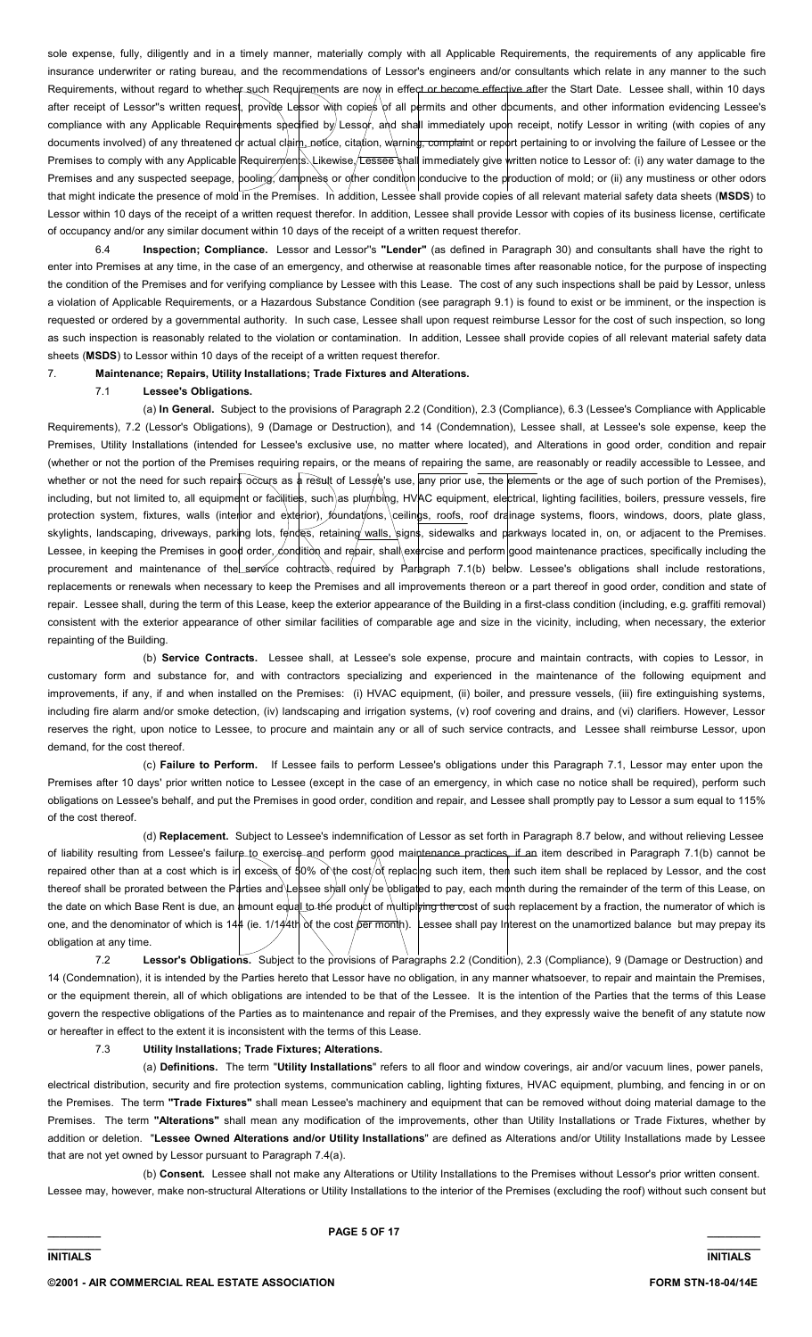sole expense, fully, diligently and in a timely manner, materially comply with all Applicable Requirements, the requirements of any applicable fire insurance underwriter or rating bureau, and the recommendations of Lessor's engineers and/or consultants which relate in any manner to the such Requirements, without regard to whether such Requirements are now in effect or become effective after the Start Date. Lessee shall, within 10 days after receipt of Lessor''s written request, provide Lessor with copies of all permits and other documents, and other information evidencing Lessee's compliance with any Applicable Requirements specified by Lessor, and shall immediately upon receipt, notify Lessor in writing (with copies of any documents involved) of any threatened or actual claim, notice, citation, warning, complaint or report pertaining to or involving the failure of Lessee or the Premises to comply with any Applicable Requirements. Likewise, Lessee shall immediately give written notice to Lessor of: (i) any water damage to the Premises and any suspected seepage, pooling, dampness or other condition conducive to the production of mold; or (ii) any mustiness or other odors that might indicate the presence of mold in the Premises. In addition, Lessee shall provide copies of all relevant material safety data sheets (**MSDS**) to Lessor within 10 days of the receipt of a written request therefor. In addition, Lessee shall provide Lessor with copies of its business license, certificate of occupancy and/or any similar document within 10 days of the receipt of a written request therefor.

6.4 **Inspection; Compliance.** Lessor and Lessor''s **"Lender"** (as defined in Paragraph 30) and consultants shall have the right to enter into Premises at any time, in the case of an emergency, and otherwise at reasonable times after reasonable notice, for the purpose of inspecting the condition of the Premises and for verifying compliance by Lessee with this Lease. The cost of any such inspections shall be paid by Lessor, unless a violation of Applicable Requirements, or a Hazardous Substance Condition (see paragraph 9.1) is found to exist or be imminent, or the inspection is requested or ordered by a governmental authority. In such case, Lessee shall upon request reimburse Lessor for the cost of such inspection, so long as such inspection is reasonably related to the violation or contamination. In addition, Lessee shall provide copies of all relevant material safety data sheets (**MSDS**) to Lessor within 10 days of the receipt of a written request therefor.

7. **Maintenance; Repairs, Utility Installations; Trade Fixtures and Alterations.**

7.1 **Lessee's Obligations.**

(a) **In General.** Subject to the provisions of Paragraph 2.2 (Condition), 2.3 (Compliance), 6.3 (Lessee's Compliance with Applicable Requirements), 7.2 (Lessor's Obligations), 9 (Damage or Destruction), and 14 (Condemnation), Lessee shall, at Lessee's sole expense, keep the Premises, Utility Installations (intended for Lessee's exclusive use, no matter where located), and Alterations in good order, condition and repair (whether or not the portion of the Premises requiring repairs, or the means of repairing the same, are reasonably or readily accessible to Lessee, and whether or not the need for such repairs occurs as a result of Lessee's use, any prior use, the elements or the age of such portion of the Premises), including, but not limited to, all equipment or facilities, such as plumbing, HVAC equipment, electrical, lighting facilities, boilers, pressure vessels, fire protection system, fixtures, walls (interior and exterior), foundations, ceilings, roofs, roof drainage systems, floors, windows, doors, plate glass, skylights, landscaping, driveways, parking lots, fences, retaining walls, signs, sidewalks and parkways located in, on, or adjacent to the Premises. Lessee, in keeping the Premises in good order, condition and repair, shall exercise and perform good maintenance practices, specifically including the procurement and maintenance of the service contracts required by Paragraph 7.1(b) below. Lessee's obligations shall include restorations, replacements or renewals when necessary to keep the Premises and all improvements thereon or a part thereof in good order, condition and state of repair. Lessee shall, during the term of this Lease, keep the exterior appearance of the Building in a first-class condition (including, e.g. graffiti removal) consistent with the exterior appearance of other similar facilities of comparable age and size in the vicinity, including, when necessary, the exterior repainting of the Building.

(b) **Service Contracts.** Lessee shall, at Lessee's sole expense, procure and maintain contracts, with copies to Lessor, in customary form and substance for, and with contractors specializing and experienced in the maintenance of the following equipment and improvements, if any, if and when installed on the Premises: (i) HVAC equipment, (ii) boiler, and pressure vessels, (iii) fire extinguishing systems, including fire alarm and/or smoke detection, (iv) landscaping and irrigation systems, (v) roof covering and drains, and (vi) clarifiers. However, Lessor reserves the right, upon notice to Lessee, to procure and maintain any or all of such service contracts, and Lessee shall reimburse Lessor, upon demand, for the cost thereof.

(c) **Failure to Perform.** If Lessee fails to perform Lessee's obligations under this Paragraph 7.1, Lessor may enter upon the Premises after 10 days' prior written notice to Lessee (except in the case of an emergency, in which case no notice shall be required), perform such obligations on Lessee's behalf, and put the Premises in good order, condition and repair, and Lessee shall promptly pay to Lessor a sum equal to 115% of the cost thereof.

(d) **Replacement.** Subject to Lessee's indemnification of Lessor as set forth in Paragraph 8.7 below, and without relieving Lessee of liability resulting from Lessee's failure to exercise and perform good maintenance practices, if an item described in Paragraph 7.1(b) cannot be repaired other than at a cost which is in excess of 50% of the cost of replacing such item, then such item shall be replaced by Lessor, and the cost thereof shall be prorated between the Parties and Lessee shall only be obligated to pay, each month during the remainder of the term of this Lease, on the date on which Base Rent is due, an amount equal to the product of multiplying the cost of such replacement by a fraction, the numerator of which is one, and the denominator of which is 144 (ie. 1/144th of the cost per month). Lessee shall pay Interest on the unamortized balance but may prepay its obligation at any time.

7.2 **Lessor's Obligations.** Subject to the provisions of Paragraphs 2.2 (Condition), 2.3 (Compliance), 9 (Damage or Destruction) and 14 (Condemnation), it is intended by the Parties hereto that Lessor have no obligation, in any manner whatsoever, to repair and maintain the Premises, or the equipment therein, all of which obligations are intended to be that of the Lessee. It is the intention of the Parties that the terms of this Lease govern the respective obligations of the Parties as to maintenance and repair of the Premises, and they expressly waive the benefit of any statute now or hereafter in effect to the extent it is inconsistent with the terms of this Lease.

7.3 **Utility Installations; Trade Fixtures; Alterations.**

(a) **Definitions.** The term "**Utility Installations**" refers to all floor and window coverings, air and/or vacuum lines, power panels, electrical distribution, security and fire protection systems, communication cabling, lighting fixtures, HVAC equipment, plumbing, and fencing in or on the Premises. The term **"Trade Fixtures"** shall mean Lessee's machinery and equipment that can be removed without doing material damage to the Premises. The term **"Alterations"** shall mean any modification of the improvements, other than Utility Installations or Trade Fixtures, whether by addition or deletion. "**Lessee Owned Alterations and/or Utility Installations**" are defined as Alterations and/or Utility Installations made by Lessee that are not yet owned by Lessor pursuant to Paragraph 7.4(a).

(b) **Consent.** Lessee shall not make any Alterations or Utility Installations to the Premises without Lessor's prior written consent. Lessee may, however, make non-structural Alterations or Utility Installations to the interior of the Premises (excluding the roof) without such consent but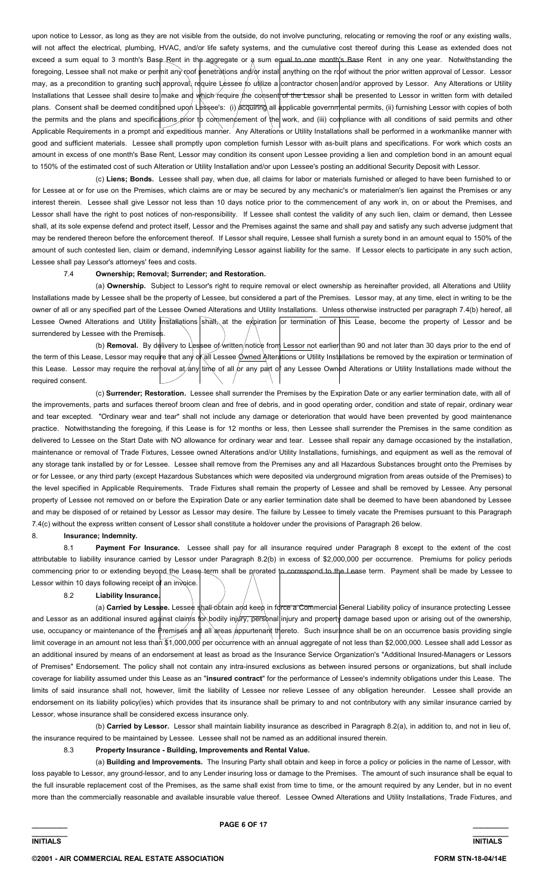upon notice to Lessor, as long as they are not visible from the outside, do not involve puncturing, relocating or removing the roof or any existing walls, will not affect the electrical, plumbing, HVAC, and/or life safety systems, and the cumulative cost thereof during this Lease as extended does not exceed a sum equal to 3 month's Base Rent in the aggregate or a sum equal to one month's Base Rent in any one year. Notwithstanding the foregoing, Lessee shall not make or permit any roof penetrations and/or install anything on the roof without the prior written approval of Lessor. Lessor may, as a precondition to granting such approval, require Lessee to utilize a contractor chosen and/or approved by Lessor. Any Alterations or Utility Installations that Lessee shall desire to make and which require the consent of the Lessor shall be presented to Lessor in written form with detailed plans. Consent shall be deemed conditioned upon Lessee's: (i) acquiring all applicable governmental permits, (ii) furnishing Lessor with copies of both the permits and the plans and specifications prior to commencement of the work, and (iii) compliance with all conditions of said permits and other Applicable Requirements in a prompt and expeditious manner. Any Alterations or Utility Installations shall be performed in a workmanlike manner with good and sufficient materials. Lessee shall promptly upon completion furnish Lessor with as-built plans and specifications. For work which costs an amount in excess of one month's Base Rent, Lessor may condition its consent upon Lessee providing a lien and completion bond in an amount equal to 150% of the estimated cost of such Alteration or Utility Installation and/or upon Lessee's posting an additional Security Deposit with Lessor.

(c) **Liens; Bonds.** Lessee shall pay, when due, all claims for labor or materials furnished or alleged to have been furnished to or for Lessee at or for use on the Premises, which claims are or may be secured by any mechanic's or materialmen's lien against the Premises or any interest therein. Lessee shall give Lessor not less than 10 days notice prior to the commencement of any work in, on or about the Premises, and Lessor shall have the right to post notices of non-responsibility. If Lessee shall contest the validity of any such lien, claim or demand, then Lessee shall, at its sole expense defend and protect itself, Lessor and the Premises against the same and shall pay and satisfy any such adverse judgment that may be rendered thereon before the enforcement thereof. If Lessor shall require, Lessee shall furnish a surety bond in an amount equal to 150% of the amount of such contested lien, claim or demand, indemnifying Lessor against liability for the same. If Lessor elects to participate in any such action, Lessee shall pay Lessor's attorneys' fees and costs.

7.4 **Ownership; Removal; Surrender; and Restoration.**

(a) **Ownership.** Subject to Lessor's right to require removal or elect ownership as hereinafter provided, all Alterations and Utility Installations made by Lessee shall be the property of Lessee, but considered a part of the Premises. Lessor may, at any time, elect in writing to be the owner of all or any specified part of the Lessee Owned Alterations and Utility Installations. Unless otherwise instructed per paragraph 7.4(b) hereof, all Lessee Owned Alterations and Utility Installations shall, at the expiration or termination of this Lease, become the property of Lessor and be surrendered by Lessee with the Premises.

(b) **Removal.** By delivery to Lessee of written notice from Lessor not earlier than 90 and not later than 30 days prior to the end of the term of this Lease, Lessor may require that any or all Lessee Owned Alterations or Utility Installations be removed by the expiration or termination of this Lease. Lessor may require the removal at any time of all or any part of any Lessee Owned Alterations or Utility Installations made without the required consent.

(c) **Surrender; Restoration.** Lessee shall surrender the Premises by the Expiration Date or any earlier termination date, with all of the improvements, parts and surfaces thereof broom clean and free of debris, and in good operating order, condition and state of repair, ordinary wear and tear excepted. "Ordinary wear and tear" shall not include any damage or deterioration that would have been prevented by good maintenance practice. Notwithstanding the foregoing, if this Lease is for 12 months or less, then Lessee shall surrender the Premises in the same condition as delivered to Lessee on the Start Date with NO allowance for ordinary wear and tear. Lessee shall repair any damage occasioned by the installation, maintenance or removal of Trade Fixtures, Lessee owned Alterations and/or Utility Installations, furnishings, and equipment as well as the removal of any storage tank installed by or for Lessee. Lessee shall remove from the Premises any and all Hazardous Substances brought onto the Premises by or for Lessee, or any third party (except Hazardous Substances which were deposited via underground migration from areas outside of the Premises) to the level specified in Applicable Requirements. Trade Fixtures shall remain the property of Lessee and shall be removed by Lessee. Any personal property of Lessee not removed on or before the Expiration Date or any earlier termination date shall be deemed to have been abandoned by Lessee and may be disposed of or retained by Lessor as Lessor may desire. The failure by Lessee to timely vacate the Premises pursuant to this Paragraph 7.4(c) without the express written consent of Lessor shall constitute a holdover under the provisions of Paragraph 26 below.

8. **Insurance; Indemnity.**

8.1 **Payment For Insurance.** Lessee shall pay for all insurance required under Paragraph 8 except to the extent of the cost attributable to liability insurance carried by Lessor under Paragraph 8.2(b) in excess of $2,000,000 per occurrence. Premiums for policy periods commencing prior to or extending beyond the Lease term shall be prorated to correspond to the Lease term. Payment shall be made by Lessee to Lessor within 10 days following receipt of an invoice.

8.2 **Liability Insurance.**

(a) **Carried by Lessee.** Lessee shall obtain and keep in force a Commercial General Liability policy of insurance protecting Lessee and Lessor as an additional insured against claims for bodily injury, personal injury and property damage based upon or arising out of the ownership, use, occupancy or maintenance of the Premises and all areas appurtenant thereto. Such insurance shall be on an occurrence basis providing single limit coverage in an amount not less than $1,000,000 per occurrence with an annual aggregate of not less than $2,000,000. Lessee shall add Lessor as an additional insured by means of an endorsement at least as broad as the Insurance Service Organization's "Additional Insured-Managers or Lessors of Premises" Endorsement. The policy shall not contain any intra-insured exclusions as between insured persons or organizations, but shall include coverage for liability assumed under this Lease as an "**insured contract**" for the performance of Lessee's indemnity obligations under this Lease. The limits of said insurance shall not, however, limit the liability of Lessee nor relieve Lessee of any obligation hereunder. Lessee shall provide an endorsement on its liability policy(ies) which provides that its insurance shall be primary to and not contributory with any similar insurance carried by Lessor, whose insurance shall be considered excess insurance only.

(b) **Carried by Lessor.** Lessor shall maintain liability insurance as described in Paragraph 8.2(a), in addition to, and not in lieu of, the insurance required to be maintained by Lessee. Lessee shall not be named as an additional insured therein.

8.3 **Property Insurance - Building, Improvements and Rental Value.**

(a) **Building and Improvements.** The Insuring Party shall obtain and keep in force a policy or policies in the name of Lessor, with loss payable to Lessor, any ground-lessor, and to any Lender insuring loss or damage to the Premises. The amount of such insurance shall be equal to the full insurable replacement cost of the Premises, as the same shall exist from time to time, or the amount required by any Lender, but in no event more than the commercially reasonable and available insurable value thereof. Lessee Owned Alterations and Utility Installations, Trade Fixtures, and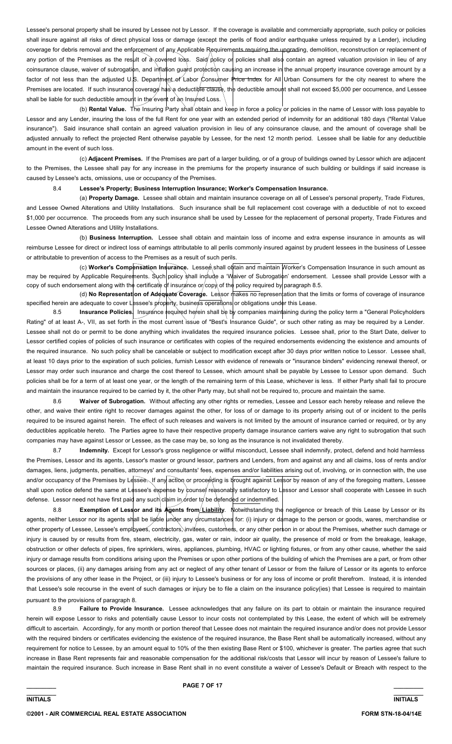Lessee's personal property shall be insured by Lessee not by Lessor. If the coverage is available and commercially appropriate, such policy or policies shall insure against all risks of direct physical loss or damage (except the perils of flood and/or earthquake unless required by a Lender), including coverage for debris removal and the enforcement of any Applicable Requirements requiring the upgrading, demolition, reconstruction or replacement of any portion of the Premises as the result of a covered loss. Said policy or policies shall also contain an agreed valuation provision in lieu of any coinsurance clause, waiver of subrogation, and inflation guard protection causing an increase in the annual property insurance coverage amount by a factor of not less than the adjusted U.S. Department of Labor Consumer Price Index for All Urban Consumers for the city nearest to where the Premises are located. If such insurance coverage has a deductible clause, the deductible amount shall not exceed $5,000 per occurrence, and Lessee shall be liable for such deductible amount in the event of an Insured Loss.

(b) **Rental Value.** The Insuring Party shall obtain and keep in force a policy or policies in the name of Lessor with loss payable to Lessor and any Lender, insuring the loss of the full Rent for one year with an extended period of indemnity for an additional 180 days ("Rental Value insurance"). Said insurance shall contain an agreed valuation provision in lieu of any coinsurance clause, and the amount of coverage shall be adjusted annually to reflect the projected Rent otherwise payable by Lessee, for the next 12 month period. Lessee shall be liable for any deductible amount in the event of such loss.

(c) **Adjacent Premises.** If the Premises are part of a larger building, or of a group of buildings owned by Lessor which are adjacent to the Premises, the Lessee shall pay for any increase in the premiums for the property insurance of such building or buildings if said increase is caused by Lessee's acts, omissions, use or occupancy of the Premises.

8.4 **Lessee's Property; Business Interruption Insurance; Worker's Compensation Insurance.**

(a) **Property Damage.** Lessee shall obtain and maintain insurance coverage on all of Lessee's personal property, Trade Fixtures, and Lessee Owned Alterations and Utility Installations. Such insurance shall be full replacement cost coverage with a deductible of not to exceed $1,000 per occurrence. The proceeds from any such insurance shall be used by Lessee for the replacement of personal property, Trade Fixtures and Lessee Owned Alterations and Utility Installations.

(b) **Business Interruption.** Lessee shall obtain and maintain loss of income and extra expense insurance in amounts as will reimburse Lessee for direct or indirect loss of earnings attributable to all perils commonly insured against by prudent lessees in the business of Lessee or attributable to prevention of access to the Premises as a result of such perils.

(c) **Worker's Compensation Insurance.** Lessee shall obtain and maintain Worker's Compensation Insurance in such amount as may be required by Applicable Requirements. Such policy shall include a 'Waiver of Subrogation' endorsement. Lessee shall provide Lessor with a copy of such endorsement along with the certificate of insurance or copy of the policy required by paragraph 8.5.

(d) **No Representation of Adequate Coverage.** Lessor makes no representation that the limits or forms of coverage of insurance specified herein are adequate to cover Lessee's property, business operations or obligations under this Lease.

8.5 **Insurance Policies.** Insurance required herein shall be by companies maintaining during the policy term a "General Policyholders Rating" of at least A-, VII, as set forth in the most current issue of "Best's Insurance Guide", or such other rating as may be required by a Lender. Lessee shall not do or permit to be done anything which invalidates the required insurance policies. Lessee shall, prior to the Start Date, deliver to Lessor certified copies of policies of such insurance or certificates with copies of the required endorsements evidencing the existence and amounts of the required insurance. No such policy shall be cancelable or subject to modification except after 30 days prior written notice to Lessor. Lessee shall, at least 10 days prior to the expiration of such policies, furnish Lessor with evidence of renewals or "insurance binders" evidencing renewal thereof, or Lessor may order such insurance and charge the cost thereof to Lessee, which amount shall be payable by Lessee to Lessor upon demand. Such policies shall be for a term of at least one year, or the length of the remaining term of this Lease, whichever is less. If either Party shall fail to procure and maintain the insurance required to be carried by it, the other Party may, but shall not be required to, procure and maintain the same.

8.6 **Waiver of Subrogation.** Without affecting any other rights or remedies, Lessee and Lessor each hereby release and relieve the other, and waive their entire right to recover damages against the other, for loss of or damage to its property arising out of or incident to the perils required to be insured against herein. The effect of such releases and waivers is not limited by the amount of insurance carried or required, or by any deductibles applicable hereto. The Parties agree to have their respective property damage insurance carriers waive any right to subrogation that such companies may have against Lessor or Lessee, as the case may be, so long as the insurance is not invalidated thereby.

8.7 **Indemnity.** Except for Lessor's gross negligence or willful misconduct, Lessee shall indemnify, protect, defend and hold harmless the Premises, Lessor and its agents, Lessor's master or ground lessor, partners and Lenders, from and against any and all claims, loss of rents and/or damages, liens, judgments, penalties, attorneys' and consultants' fees, expenses and/or liabilities arising out of, involving, or in connection with, the use and/or occupancy of the Premises by Lessee. If any action or proceeding is brought against Lessor by reason of any of the foregoing matters, Lessee shall upon notice defend the same at Lessee's expense by counsel reasonably satisfactory to Lessor and Lessor shall cooperate with Lessee in such defense. Lessor need not have first paid any such claim in order to be defended or indemnified.

8.8 **Exemption of Lessor and its Agents from Liability.** Notwithstanding the negligence or breach of this Lease by Lessor or its agents, neither Lessor nor its agents shall be liable under any circumstances for: (i) injury or damage to the person or goods, wares, merchandise or other property of Lessee, Lessee's employees, contractors, invitees, customers, or any other person in or about the Premises, whether such damage or injury is caused by or results from fire, steam, electricity, gas, water or rain, indoor air quality, the presence of mold or from the breakage, leakage, obstruction or other defects of pipes, fire sprinklers, wires, appliances, plumbing, HVAC or lighting fixtures, or from any other cause, whether the said injury or damage results from conditions arising upon the Premises or upon other portions of the building of which the Premises are a part, or from other sources or places, (ii) any damages arising from any act or neglect of any other tenant of Lessor or from the failure of Lessor or its agents to enforce the provisions of any other lease in the Project, or (iii) injury to Lessee's business or for any loss of income or profit therefrom. Instead, it is intended that Lessee's sole recourse in the event of such damages or injury be to file a claim on the insurance policy(ies) that Lessee is required to maintain pursuant to the provisions of paragraph 8.

8.9 **Failure to Provide Insurance.** Lessee acknowledges that any failure on its part to obtain or maintain the insurance required herein will expose Lessor to risks and potentially cause Lessor to incur costs not contemplated by this Lease, the extent of which will be extremely difficult to ascertain. Accordingly, for any month or portion thereof that Lessee does not maintain the required insurance and/or does not provide Lessor with the required binders or certificates evidencing the existence of the required insurance, the Base Rent shall be automatically increased, without any requirement for notice to Lessee, by an amount equal to 10% of the then existing Base Rent or $100, whichever is greater. The parties agree that such increase in Base Rent represents fair and reasonable compensation for the additional risk/costs that Lessor will incur by reason of Lessee's failure to maintain the required insurance. Such increase in Base Rent shall in no event constitute a waiver of Lessee's Default or Breach with respect to the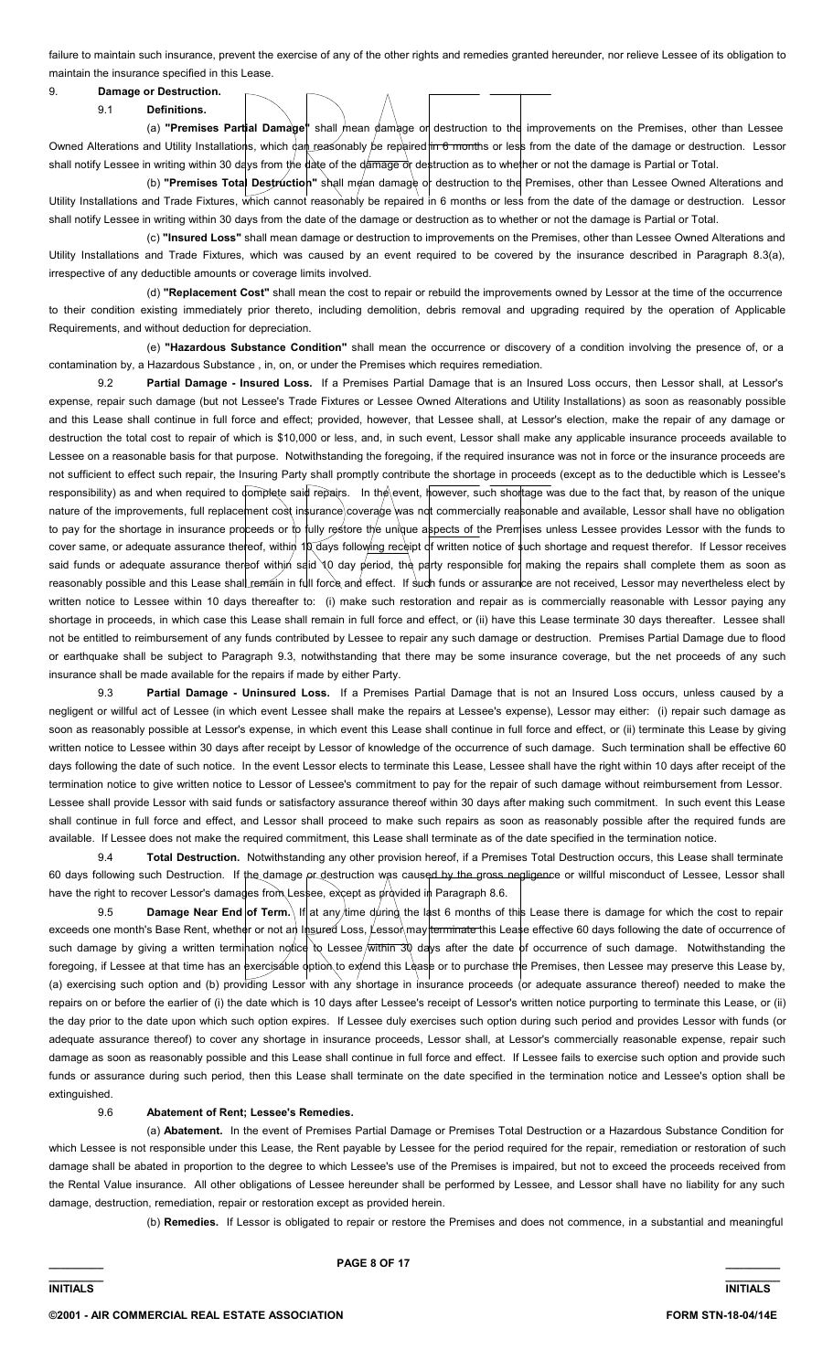failure to maintain such insurance, prevent the exercise of any of the other rights and remedies granted hereunder, nor relieve Lessee of its obligation to maintain the insurance specified in this Lease.

9. **Damage or Destruction.**

9.1 **Definitions.**

(a) **"Premises Partial Damage"** shall mean damage or destruction to the improvements on the Premises, other than Lessee Owned Alterations and Utility Installations, which can reasonably be repaired in 6 months or less from the date of the damage or destruction. Lessor shall notify Lessee in writing within 30 days from the date of the damage or destruction as to whether or not the damage is Partial or Total.

(b) **"Premises Total Destruction"** shall mean damage or destruction to the Premises, other than Lessee Owned Alterations and Utility Installations and Trade Fixtures, which cannot reasonably be repaired in 6 months or less from the date of the damage or destruction. Lessor shall notify Lessee in writing within 30 days from the date of the damage or destruction as to whether or not the damage is Partial or Total.

(c) **"Insured Loss"** shall mean damage or destruction to improvements on the Premises, other than Lessee Owned Alterations and Utility Installations and Trade Fixtures, which was caused by an event required to be covered by the insurance described in Paragraph 8.3(a), irrespective of any deductible amounts or coverage limits involved.

(d) **"Replacement Cost"** shall mean the cost to repair or rebuild the improvements owned by Lessor at the time of the occurrence to their condition existing immediately prior thereto, including demolition, debris removal and upgrading required by the operation of Applicable Requirements, and without deduction for depreciation.

(e) **"Hazardous Substance Condition"** shall mean the occurrence or discovery of a condition involving the presence of, or a contamination by, a Hazardous Substance , in, on, or under the Premises which requires remediation.

9.2 **Partial Damage - Insured Loss.** If a Premises Partial Damage that is an Insured Loss occurs, then Lessor shall, at Lessor's expense, repair such damage (but not Lessee's Trade Fixtures or Lessee Owned Alterations and Utility Installations) as soon as reasonably possible and this Lease shall continue in full force and effect; provided, however, that Lessee shall, at Lessor's election, make the repair of any damage or destruction the total cost to repair of which is $10,000 or less, and, in such event, Lessor shall make any applicable insurance proceeds available to Lessee on a reasonable basis for that purpose. Notwithstanding the foregoing, if the required insurance was not in force or the insurance proceeds are not sufficient to effect such repair, the Insuring Party shall promptly contribute the shortage in proceeds (except as to the deductible which is Lessee's responsibility) as and when required to complete said repairs. In the event, however, such shortage was due to the fact that, by reason of the unique nature of the improvements, full replacement cost insurance coverage was not commercially reasonable and available, Lessor shall have no obligation to pay for the shortage in insurance proceeds or to fully restore the unique aspects of the Premises unless Lessee provides Lessor with the funds to cover same, or adequate assurance thereof, within 10 days following receipt of written notice of such shortage and request therefor. If Lessor receives said funds or adequate assurance thereof within said 10 day period, the party responsible for making the repairs shall complete them as soon as reasonably possible and this Lease shall remain in full force and effect. If such funds or assurance are not received, Lessor may nevertheless elect by written notice to Lessee within 10 days thereafter to: (i) make such restoration and repair as is commercially reasonable with Lessor paying any shortage in proceeds, in which case this Lease shall remain in full force and effect, or (ii) have this Lease terminate 30 days thereafter. Lessee shall not be entitled to reimbursement of any funds contributed by Lessee to repair any such damage or destruction. Premises Partial Damage due to flood or earthquake shall be subject to Paragraph 9.3, notwithstanding that there may be some insurance coverage, but the net proceeds of any such insurance shall be made available for the repairs if made by either Party.

9.3 **Partial Damage - Uninsured Loss.** If a Premises Partial Damage that is not an Insured Loss occurs, unless caused by a negligent or willful act of Lessee (in which event Lessee shall make the repairs at Lessee's expense), Lessor may either: (i) repair such damage as soon as reasonably possible at Lessor's expense, in which event this Lease shall continue in full force and effect, or (ii) terminate this Lease by giving written notice to Lessee within 30 days after receipt by Lessor of knowledge of the occurrence of such damage. Such termination shall be effective 60 days following the date of such notice. In the event Lessor elects to terminate this Lease, Lessee shall have the right within 10 days after receipt of the termination notice to give written notice to Lessor of Lessee's commitment to pay for the repair of such damage without reimbursement from Lessor. Lessee shall provide Lessor with said funds or satisfactory assurance thereof within 30 days after making such commitment. In such event this Lease shall continue in full force and effect, and Lessor shall proceed to make such repairs as soon as reasonably possible after the required funds are available. If Lessee does not make the required commitment, this Lease shall terminate as of the date specified in the termination notice.

9.4 **Total Destruction.** Notwithstanding any other provision hereof, if a Premises Total Destruction occurs, this Lease shall terminate 60 days following such Destruction. If the damage or destruction was caused by the gross negligence or willful misconduct of Lessee, Lessor shall have the right to recover Lessor's damages from Lessee, except as provided in Paragraph 8.6.

9.5 **Damage Near End of Term.** If at any time during the last 6 months of this Lease there is damage for which the cost to repair exceeds one month's Base Rent, whether or not an Insured Loss, Lessor may terminate this Lease effective 60 days following the date of occurrence of such damage by giving a written termination notice to Lessee within 30 days after the date of occurrence of such damage. Notwithstanding the foregoing, if Lessee at that time has an exercisable option to extend this Lease or to purchase the Premises, then Lessee may preserve this Lease by, (a) exercising such option and (b) providing Lessor with any shortage in insurance proceeds (or adequate assurance thereof) needed to make the repairs on or before the earlier of (i) the date which is 10 days after Lessee's receipt of Lessor's written notice purporting to terminate this Lease, or (ii) the day prior to the date upon which such option expires. If Lessee duly exercises such option during such period and provides Lessor with funds (or adequate assurance thereof) to cover any shortage in insurance proceeds, Lessor shall, at Lessor's commercially reasonable expense, repair such damage as soon as reasonably possible and this Lease shall continue in full force and effect. If Lessee fails to exercise such option and provide such funds or assurance during such period, then this Lease shall terminate on the date specified in the termination notice and Lessee's option shall be extinguished.

9.6 **Abatement of Rent; Lessee's Remedies.**

(a) **Abatement.** In the event of Premises Partial Damage or Premises Total Destruction or a Hazardous Substance Condition for which Lessee is not responsible under this Lease, the Rent payable by Lessee for the period required for the repair, remediation or restoration of such damage shall be abated in proportion to the degree to which Lessee's use of the Premises is impaired, but not to exceed the proceeds received from the Rental Value insurance. All other obligations of Lessee hereunder shall be performed by Lessee, and Lessor shall have no liability for any such damage, destruction, remediation, repair or restoration except as provided herein.

(b) **Remedies.** If Lessor is obligated to repair or restore the Premises and does not commence, in a substantial and meaningful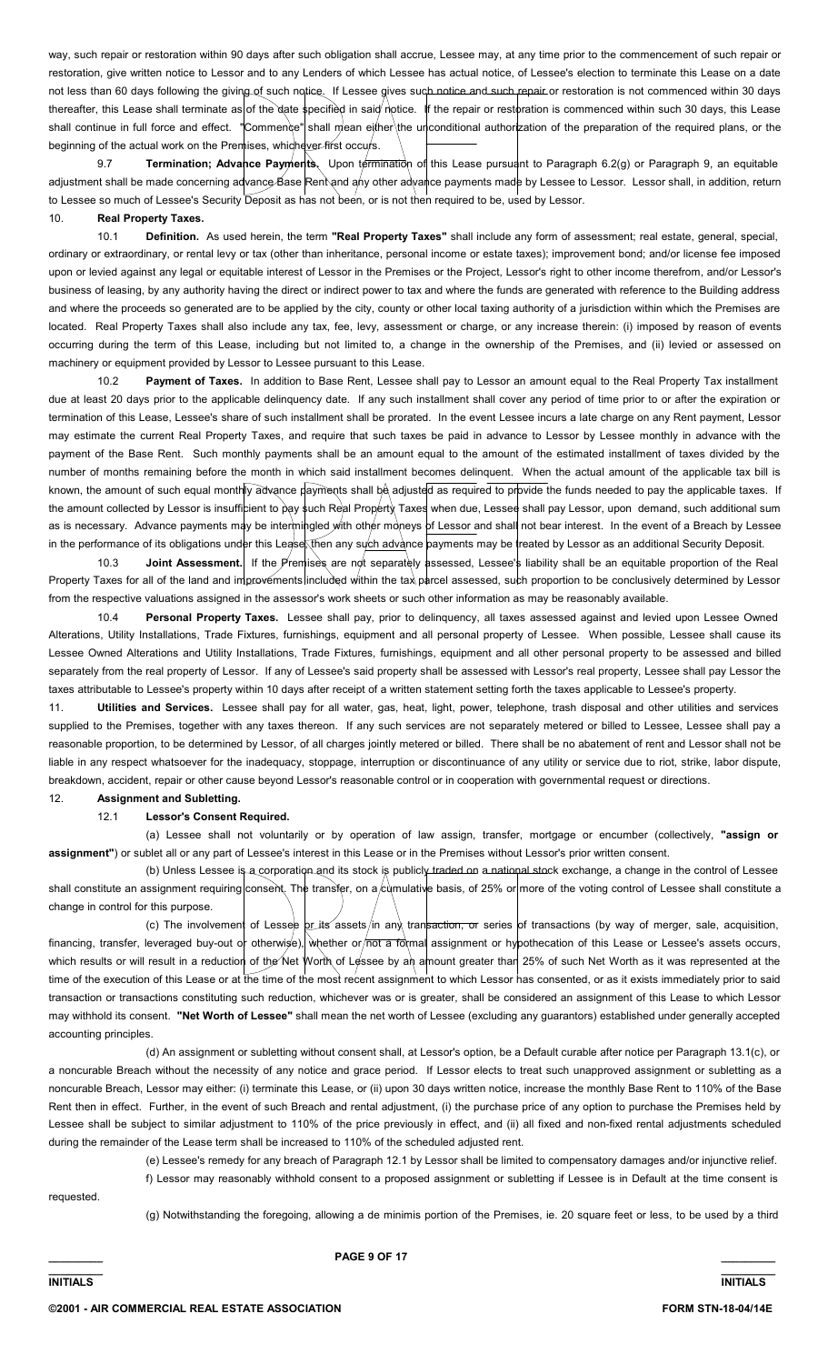way, such repair or restoration within 90 days after such obligation shall accrue, Lessee may, at any time prior to the commencement of such repair or restoration, give written notice to Lessor and to any Lenders of which Lessee has actual notice, of Lessee's election to terminate this Lease on a date not less than 60 days following the giving of such notice. If Lessee gives such notice and such repair or restoration is not commenced within 30 days thereafter, this Lease shall terminate as of the date specified in said notice. If the repair or restoration is commenced within such 30 days, this Lease shall continue in full force and effect. "Commence" shall mean either the unconditional authorization of the preparation of the required plans, or the beginning of the actual work on the Premises, whichever first occurs.

9.7 **Termination; Advance Payments.** Upon termination of this Lease pursuant to Paragraph 6.2(g) or Paragraph 9, an equitable adjustment shall be made concerning advance Base Rent and any other advance payments made by Lessee to Lessor. Lessor shall, in addition, return to Lessee so much of Lessee's Security Deposit as has not been, or is not then required to be, used by Lessor.

10. **Real Property Taxes.**

10.1 **Definition.** As used herein, the term **"Real Property Taxes"** shall include any form of assessment; real estate, general, special, ordinary or extraordinary, or rental levy or tax (other than inheritance, personal income or estate taxes); improvement bond; and/or license fee imposed upon or levied against any legal or equitable interest of Lessor in the Premises or the Project, Lessor's right to other income therefrom, and/or Lessor's business of leasing, by any authority having the direct or indirect power to tax and where the funds are generated with reference to the Building address and where the proceeds so generated are to be applied by the city, county or other local taxing authority of a jurisdiction within which the Premises are located. Real Property Taxes shall also include any tax, fee, levy, assessment or charge, or any increase therein: (i) imposed by reason of events occurring during the term of this Lease, including but not limited to, a change in the ownership of the Premises, and (ii) levied or assessed on machinery or equipment provided by Lessor to Lessee pursuant to this Lease.

10.2 **Payment of Taxes.** In addition to Base Rent, Lessee shall pay to Lessor an amount equal to the Real Property Tax installment due at least 20 days prior to the applicable delinquency date. If any such installment shall cover any period of time prior to or after the expiration or termination of this Lease, Lessee's share of such installment shall be prorated. In the event Lessee incurs a late charge on any Rent payment, Lessor may estimate the current Real Property Taxes, and require that such taxes be paid in advance to Lessor by Lessee monthly in advance with the payment of the Base Rent. Such monthly payments shall be an amount equal to the amount of the estimated installment of taxes divided by the number of months remaining before the month in which said installment becomes delinquent. When the actual amount of the applicable tax bill is known, the amount of such equal monthly advance payments shall be adjusted as required to provide the funds needed to pay the applicable taxes. If the amount collected by Lessor is insufficient to pay such Real Property Taxes when due, Lessee shall pay Lessor, upon demand, such additional sum as is necessary. Advance payments may be intermingled with other moneys of Lessor and shall not bear interest. In the event of a Breach by Lessee in the performance of its obligations under this Lease, then any such advance payments may be treated by Lessor as an additional Security Deposit.

10.3 **Joint Assessment.** If the Premises are not separately assessed, Lessee's liability shall be an equitable proportion of the Real Property Taxes for all of the land and improvements included within the tax parcel assessed, such proportion to be conclusively determined by Lessor from the respective valuations assigned in the assessor's work sheets or such other information as may be reasonably available.

10.4 **Personal Property Taxes.** Lessee shall pay, prior to delinquency, all taxes assessed against and levied upon Lessee Owned Alterations, Utility Installations, Trade Fixtures, furnishings, equipment and all personal property of Lessee. When possible, Lessee shall cause its Lessee Owned Alterations and Utility Installations, Trade Fixtures, furnishings, equipment and all other personal property to be assessed and billed separately from the real property of Lessor. If any of Lessee's said property shall be assessed with Lessor's real property, Lessee shall pay Lessor the taxes attributable to Lessee's property within 10 days after receipt of a written statement setting forth the taxes applicable to Lessee's property.

11. **Utilities and Services.** Lessee shall pay for all water, gas, heat, light, power, telephone, trash disposal and other utilities and services supplied to the Premises, together with any taxes thereon. If any such services are not separately metered or billed to Lessee, Lessee shall pay a reasonable proportion, to be determined by Lessor, of all charges jointly metered or billed. There shall be no abatement of rent and Lessor shall not be liable in any respect whatsoever for the inadequacy, stoppage, interruption or discontinuance of any utility or service due to riot, strike, labor dispute, breakdown, accident, repair or other cause beyond Lessor's reasonable control or in cooperation with governmental request or directions.

12. **Assignment and Subletting.**

12.1 **Lessor's Consent Required.**

(a) Lessee shall not voluntarily or by operation of law assign, transfer, mortgage or encumber (collectively, **"assign or assignment"**) or sublet all or any part of Lessee's interest in this Lease or in the Premises without Lessor's prior written consent.

(b) Unless Lessee is a corporation and its stock is publicly traded on a national stock exchange, a change in the control of Lessee shall constitute an assignment requiring consent. The transfer, on a cumulative basis, of 25% or more of the voting control of Lessee shall constitute a change in control for this purpose.

(c) The involvement of Lessee or its assets in any transaction, or series of transactions (by way of merger, sale, acquisition, financing, transfer, leveraged buy-out or otherwise), whether or not a formal assignment or hypothecation of this Lease or Lessee's assets occurs, which results or will result in a reduction of the Net Worth of Lessee by an amount greater than 25% of such Net Worth as it was represented at the time of the execution of this Lease or at the time of the most recent assignment to which Lessor has consented, or as it exists immediately prior to said transaction or transactions constituting such reduction, whichever was or is greater, shall be considered an assignment of this Lease to which Lessor may withhold its consent. **"Net Worth of Lessee"** shall mean the net worth of Lessee (excluding any guarantors) established under generally accepted accounting principles.

(d) An assignment or subletting without consent shall, at Lessor's option, be a Default curable after notice per Paragraph 13.1(c), or a noncurable Breach without the necessity of any notice and grace period. If Lessor elects to treat such unapproved assignment or subletting as a noncurable Breach, Lessor may either: (i) terminate this Lease, or (ii) upon 30 days written notice, increase the monthly Base Rent to 110% of the Base Rent then in effect. Further, in the event of such Breach and rental adjustment, (i) the purchase price of any option to purchase the Premises held by Lessee shall be subject to similar adjustment to 110% of the price previously in effect, and (ii) all fixed and non-fixed rental adjustments scheduled during the remainder of the Lease term shall be increased to 110% of the scheduled adjusted rent.

(e) Lessee's remedy for any breach of Paragraph 12.1 by Lessor shall be limited to compensatory damages and/or injunctive relief.

f) Lessor may reasonably withhold consent to a proposed assignment or subletting if Lessee is in Default at the time consent is requested.

(g) Notwithstanding the foregoing, allowing a de minimis portion of the Premises, ie. 20 square feet or less, to be used by a third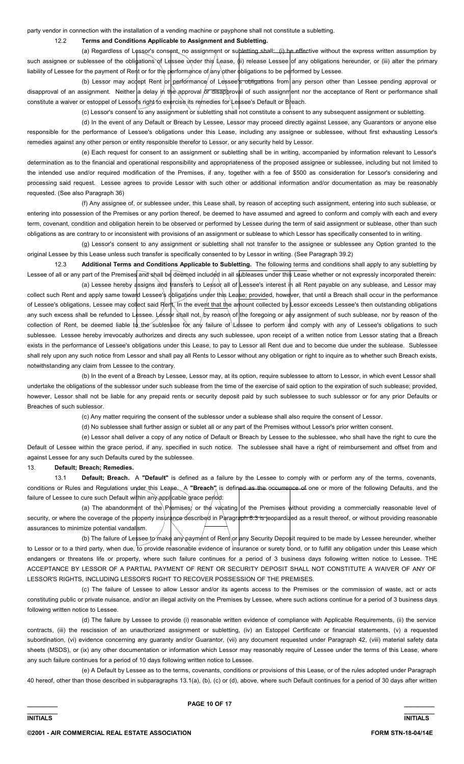party vendor in connection with the installation of a vending machine or payphone shall not constitute a subletting.

**12.2 Terms and Conditions Applicable to Assignment and Subletting.**

(a) Regardless of Lessor's consent, no assignment or subletting shall: (i) be effective without the express written assumption by such assignee or sublessee of the obligations of Lessee under this Lease, (ii) release Lessee of any obligations hereunder, or (iii) alter the primary liability of Lessee for the payment of Rent or for the performance of any other obligations to be performed by Lessee.

(b) Lessor may accept Rent or performance of Lessee's obligations from any person other than Lessee pending approval or disapproval of an assignment. Neither a delay in the approval or disapproval of such assignment nor the acceptance of Rent or performance shall constitute a waiver or estoppel of Lessor's right to exercise its remedies for Lessee's Default or Breach.

(c) Lessor's consent to any assignment or subletting shall not constitute a consent to any subsequent assignment or subletting.

(d) In the event of any Default or Breach by Lessee, Lessor may proceed directly against Lessee, any Guarantors or anyone else responsible for the performance of Lessee's obligations under this Lease, including any assignee or sublessee, without first exhausting Lessor's remedies against any other person or entity responsible therefor to Lessor, or any security held by Lessor.

(e) Each request for consent to an assignment or subletting shall be in writing, accompanied by information relevant to Lessor's determination as to the financial and operational responsibility and appropriateness of the proposed assignee or sublessee, including but not limited to the intended use and/or required modification of the Premises, if any, together with a fee of $500 as consideration for Lessor's considering and processing said request. Lessee agrees to provide Lessor with such other or additional information and/or documentation as may be reasonably requested. (See also Paragraph 36)

(f) Any assignee of, or sublessee under, this Lease shall, by reason of accepting such assignment, entering into such sublease, or entering into possession of the Premises or any portion thereof, be deemed to have assumed and agreed to conform and comply with each and every term, covenant, condition and obligation herein to be observed or performed by Lessee during the term of said assignment or sublease, other than such obligations as are contrary to or inconsistent with provisions of an assignment or sublease to which Lessor has specifically consented to in writing.

(g) Lessor's consent to any assignment or subletting shall not transfer to the assignee or sublessee any Option granted to the original Lessee by this Lease unless such transfer is specifically consented to by Lessor in writing. (See Paragraph 39.2)

**12.3 Additional Terms and Conditions Applicable to Subletting.** The following terms and conditions shall apply to any subletting by Lessee of all or any part of the Premises and shall be deemed included in all subleases under this Lease whether or not expressly incorporated therein:

(a) Lessee hereby assigns and transfers to Lessor all of Lessee's interest in all Rent payable on any sublease, and Lessor may collect such Rent and apply same toward Lessee's obligations under this Lease; provided, however, that until a Breach shall occur in the performance of Lessee's obligations, Lessee may collect said Rent. In the event that the amount collected by Lessor exceeds Lessee's then outstanding obligations any such excess shall be refunded to Lessee. Lessor shall not, by reason of the foregoing or any assignment of such sublease, nor by reason of the collection of Rent, be deemed liable to the sublessee for any failure of Lessee to perform and comply with any of Lessee's obligations to such sublessee. Lessee hereby irrevocably authorizes and directs any such sublessee, upon receipt of a written notice from Lessor stating that a Breach exists in the performance of Lessee's obligations under this Lease, to pay to Lessor all Rent due and to become due under the sublease. Sublessee shall rely upon any such notice from Lessor and shall pay all Rents to Lessor without any obligation or right to inquire as to whether such Breach exists, notwithstanding any claim from Lessee to the contrary.

(b) In the event of a Breach by Lessee, Lessor may, at its option, require sublessee to attorn to Lessor, in which event Lessor shall undertake the obligations of the sublessor under such sublease from the time of the exercise of said option to the expiration of such sublease; provided, however, Lessor shall not be liable for any prepaid rents or security deposit paid by such sublessee to such sublessor or for any prior Defaults or Breaches of such sublessor.

(c) Any matter requiring the consent of the sublessor under a sublease shall also require the consent of Lessor.

(d) No sublessee shall further assign or sublet all or any part of the Premises without Lessor's prior written consent.

(e) Lessor shall deliver a copy of any notice of Default or Breach by Lessee to the sublessee, who shall have the right to cure the Default of Lessee within the grace period, if any, specified in such notice. The sublessee shall have a right of reimbursement and offset from and against Lessee for any such Defaults cured by the sublessee.

## 13. Default; Breach; Remedies.

**13.1 Default; Breach.** A **"Default"** is defined as a failure by the Lessee to comply with or perform any of the terms, covenants, conditions or Rules and Regulations under this Lease. A **"Breach"** is defined as the occurrence of one or more of the following Defaults, and the failure of Lessee to cure such Default within any applicable grace period:

(a) The abandonment of the Premises; or the vacating of the Premises without providing a commercially reasonable level of security, or where the coverage of the property insurance described in Paragraph 8.3 is jeopardized as a result thereof, or without providing reasonable assurances to minimize potential vandalism.

(b) The failure of Lessee to make any payment of Rent or any Security Deposit required to be made by Lessee hereunder, whether to Lessor or to a third party, when due, to provide reasonable evidence of insurance or surety bond, or to fulfill any obligation under this Lease which endangers or threatens life or property, where such failure continues for a period of 3 business days following written notice to Lessee. THE ACCEPTANCE BY LESSOR OF A PARTIAL PAYMENT OF RENT OR SECURITY DEPOSIT SHALL NOT CONSTITUTE A WAIVER OF ANY OF LESSOR'S RIGHTS, INCLUDING LESSOR'S RIGHT TO RECOVER POSSESSION OF THE PREMISES.

(c) The failure of Lessee to allow Lessor and/or its agents access to the Premises or the commission of waste, act or acts constituting public or private nuisance, and/or an illegal activity on the Premises by Lessee, where such actions continue for a period of 3 business days following written notice to Lessee.

(d) The failure by Lessee to provide (i) reasonable written evidence of compliance with Applicable Requirements, (ii) the service contracts, (iii) the rescission of an unauthorized assignment or subletting, (iv) an Estoppel Certificate or financial statements, (v) a requested subordination, (vi) evidence concerning any guaranty and/or Guarantor, (vii) any document requested under Paragraph 42, (viii) material safety data sheets (MSDS), or (ix) any other documentation or information which Lessor may reasonably require of Lessee under the terms of this Lease, where any such failure continues for a period of 10 days following written notice to Lessee.

(e) A Default by Lessee as to the terms, covenants, conditions or provisions of this Lease, or of the rules adopted under Paragraph 40 hereof, other than those described in subparagraphs 13.1(a), (b), (c) or (d), above, where such Default continues for a period of 30 days after written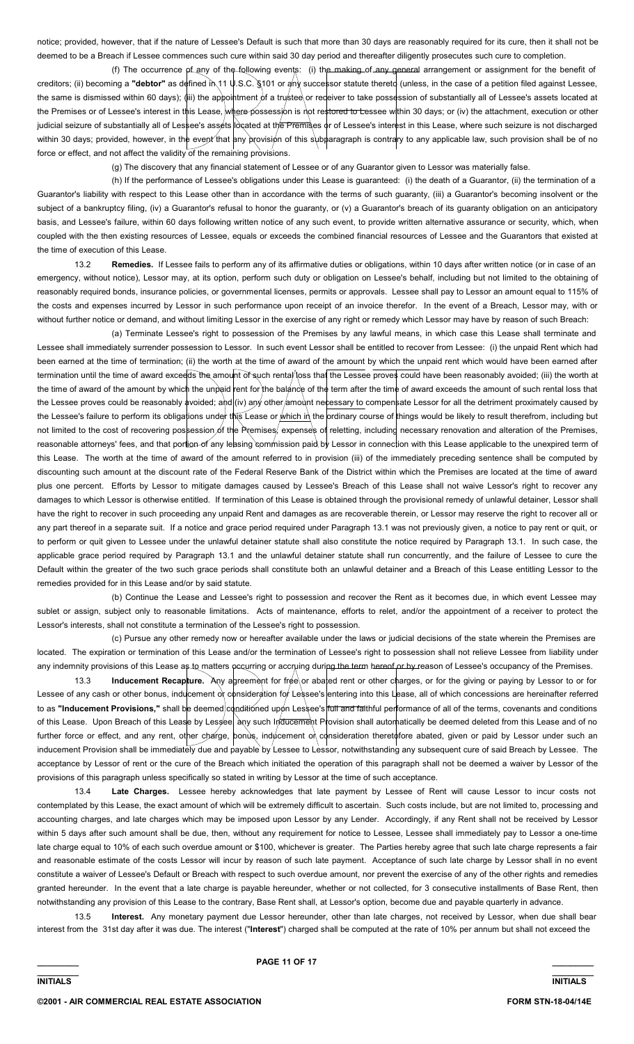notice; provided, however, that if the nature of Lessee's Default is such that more than 30 days are reasonably required for its cure, then it shall not be deemed to be a Breach if Lessee commences such cure within said 30 day period and thereafter diligently prosecutes such cure to completion.

(f) The occurrence of any of the following events: (i) the making of any general arrangement or assignment for the benefit of creditors; (ii) becoming a **"debtor"** as defined in 11 U.S.C. §101 or any successor statute thereto (unless, in the case of a petition filed against Lessee, the same is dismissed within 60 days); (iii) the appointment of a trustee or receiver to take possession of substantially all of Lessee's assets located at the Premises or of Lessee's interest in this Lease, where possession is not restored to Lessee within 30 days; or (iv) the attachment, execution or other judicial seizure of substantially all of Lessee's assets located at the Premises or of Lessee's interest in this Lease, where such seizure is not discharged within 30 days; provided, however, in the event that any provision of this subparagraph is contrary to any applicable law, such provision shall be of no force or effect, and not affect the validity of the remaining provisions.

(g) The discovery that any financial statement of Lessee or of any Guarantor given to Lessor was materially false.

(h) If the performance of Lessee's obligations under this Lease is guaranteed: (i) the death of a Guarantor, (ii) the termination of a Guarantor's liability with respect to this Lease other than in accordance with the terms of such guaranty, (iii) a Guarantor's becoming insolvent or the subject of a bankruptcy filing, (iv) a Guarantor's refusal to honor the guaranty, or (v) a Guarantor's breach of its guaranty obligation on an anticipatory basis, and Lessee's failure, within 60 days following written notice of any such event, to provide written alternative assurance or security, which, when coupled with the then existing resources of Lessee, equals or exceeds the combined financial resources of Lessee and the Guarantors that existed at the time of execution of this Lease.

13.2 **Remedies.** If Lessee fails to perform any of its affirmative duties or obligations, within 10 days after written notice (or in case of an emergency, without notice), Lessor may, at its option, perform such duty or obligation on Lessee's behalf, including but not limited to the obtaining of reasonably required bonds, insurance policies, or governmental licenses, permits or approvals. Lessee shall pay to Lessor an amount equal to 115% of the costs and expenses incurred by Lessor in such performance upon receipt of an invoice therefor. In the event of a Breach, Lessor may, with or without further notice or demand, and without limiting Lessor in the exercise of any right or remedy which Lessor may have by reason of such Breach:

(a) Terminate Lessee's right to possession of the Premises by any lawful means, in which case this Lease shall terminate and Lessee shall immediately surrender possession to Lessor. In such event Lessor shall be entitled to recover from Lessee: (i) the unpaid Rent which had been earned at the time of termination; (ii) the worth at the time of award of the amount by which the unpaid rent which would have been earned after termination until the time of award exceeds the amount of such rental loss that the Lessee proves could have been reasonably avoided; (iii) the worth at the time of award of the amount by which the unpaid rent for the balance of the term after the time of award exceeds the amount of such rental loss that the Lessee proves could be reasonably avoided; and (iv) any other amount necessary to compensate Lessor for all the detriment proximately caused by the Lessee's failure to perform its obligations under this Lease or which in the ordinary course of things would be likely to result therefrom, including but not limited to the cost of recovering possession of the Premises, expenses of reletting, including necessary renovation and alteration of the Premises, reasonable attorneys' fees, and that portion of any leasing commission paid by Lessor in connection with this Lease applicable to the unexpired term of this Lease. The worth at the time of award of the amount referred to in provision (iii) of the immediately preceding sentence shall be computed by discounting such amount at the discount rate of the Federal Reserve Bank of the District within which the Premises are located at the time of award plus one percent. Efforts by Lessor to mitigate damages caused by Lessee's Breach of this Lease shall not waive Lessor's right to recover any damages to which Lessor is otherwise entitled. If termination of this Lease is obtained through the provisional remedy of unlawful detainer, Lessor shall have the right to recover in such proceeding any unpaid Rent and damages as are recoverable therein, or Lessor may reserve the right to recover all or any part thereof in a separate suit. If a notice and grace period required under Paragraph 13.1 was not previously given, a notice to pay rent or quit, or to perform or quit given to Lessee under the unlawful detainer statute shall also constitute the notice required by Paragraph 13.1. In such case, the applicable grace period required by Paragraph 13.1 and the unlawful detainer statute shall run concurrently, and the failure of Lessee to cure the Default within the greater of the two such grace periods shall constitute both an unlawful detainer and a Breach of this Lease entitling Lessor to the remedies provided for in this Lease and/or by said statute.

(b) Continue the Lease and Lessee's right to possession and recover the Rent as it becomes due, in which event Lessee may sublet or assign, subject only to reasonable limitations. Acts of maintenance, efforts to relet, and/or the appointment of a receiver to protect the Lessor's interests, shall not constitute a termination of the Lessee's right to possession.

(c) Pursue any other remedy now or hereafter available under the laws or judicial decisions of the state wherein the Premises are located. The expiration or termination of this Lease and/or the termination of Lessee's right to possession shall not relieve Lessee from liability under any indemnity provisions of this Lease as to matters occurring or accruing during the term hereof or by reason of Lessee's occupancy of the Premises.

13.3 **Inducement Recapture.** Any agreement for free or abated rent or other charges, or for the giving or paying by Lessor to or for Lessee of any cash or other bonus, inducement or consideration for Lessee's entering into this Lease, all of which concessions are hereinafter referred to as **"Inducement Provisions,"** shall be deemed conditioned upon Lessee's full and faithful performance of all of the terms, covenants and conditions of this Lease. Upon Breach of this Lease by Lessee, any such Inducement Provision shall automatically be deemed deleted from this Lease and of no further force or effect, and any rent, other charge, bonus, inducement or consideration theretofore abated, given or paid by Lessor under such an inducement Provision shall be immediately due and payable by Lessee to Lessor, notwithstanding any subsequent cure of said Breach by Lessee. The acceptance by Lessor of rent or the cure of the Breach which initiated the operation of this paragraph shall not be deemed a waiver by Lessor of the provisions of this paragraph unless specifically so stated in writing by Lessor at the time of such acceptance.

13.4 **Late Charges.** Lessee hereby acknowledges that late payment by Lessee of Rent will cause Lessor to incur costs not contemplated by this Lease, the exact amount of which will be extremely difficult to ascertain. Such costs include, but are not limited to, processing and accounting charges, and late charges which may be imposed upon Lessor by any Lender. Accordingly, if any Rent shall not be received by Lessor within 5 days after such amount shall be due, then, without any requirement for notice to Lessee, Lessee shall immediately pay to Lessor a one-time late charge equal to 10% of each such overdue amount or $100, whichever is greater. The Parties hereby agree that such late charge represents a fair and reasonable estimate of the costs Lessor will incur by reason of such late payment. Acceptance of such late charge by Lessor shall in no event constitute a waiver of Lessee's Default or Breach with respect to such overdue amount, nor prevent the exercise of any of the other rights and remedies granted hereunder. In the event that a late charge is payable hereunder, whether or not collected, for 3 consecutive installments of Base Rent, then notwithstanding any provision of this Lease to the contrary, Base Rent shall, at Lessor's option, become due and payable quarterly in advance.

13.5 **Interest.** Any monetary payment due Lessor hereunder, other than late charges, not received by Lessor, when due shall bear interest from the 31st day after it was due. The interest ("**Interest**") charged shall be computed at the rate of 10% per annum but shall not exceed the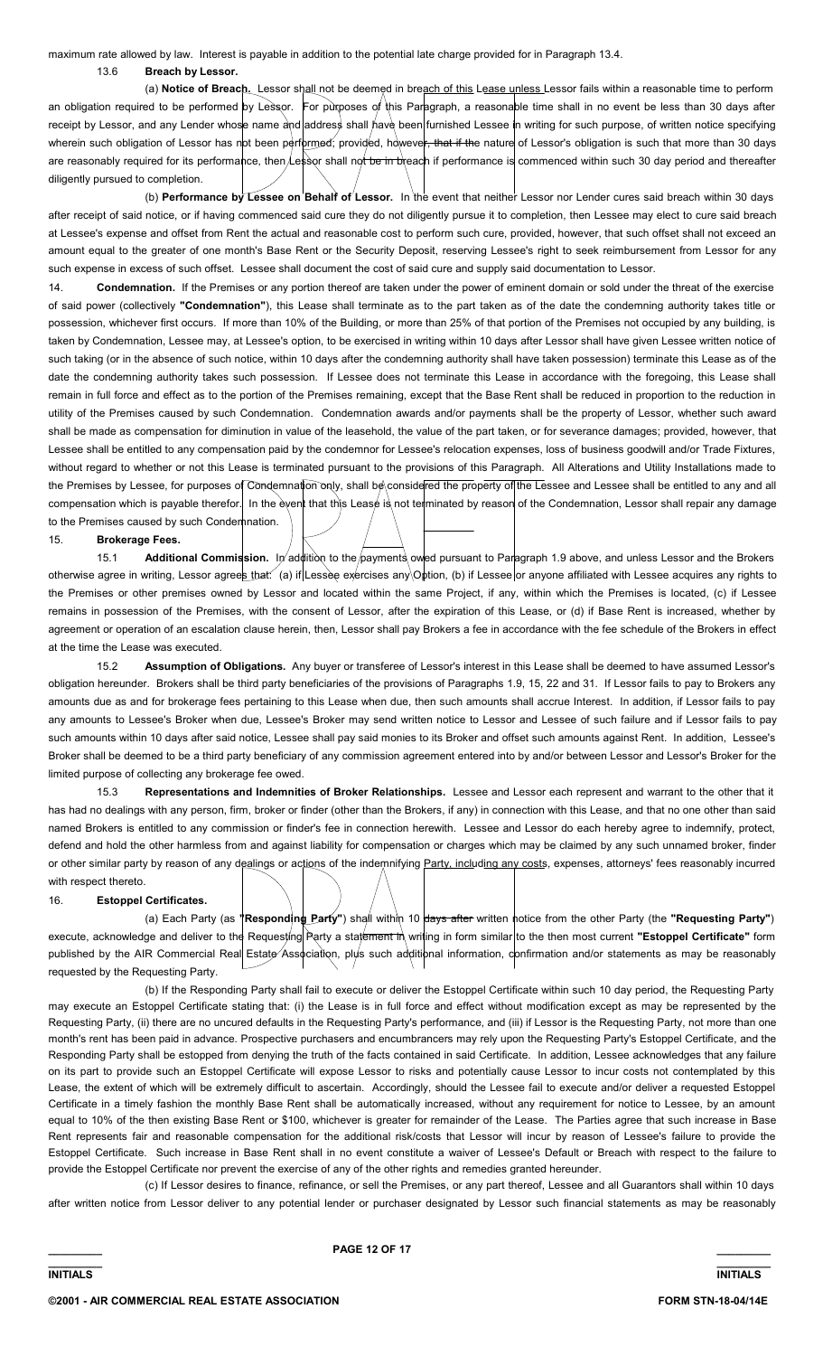maximum rate allowed by law. Interest is payable in addition to the potential late charge provided for in Paragraph 13.4.

13.6 **Breach by Lessor.**

(a) **Notice of Breach.** Lessor shall not be deemed in breach of this Lease unless Lessor fails within a reasonable time to perform an obligation required to be performed by Lessor. For purposes of this Paragraph, a reasonable time shall in no event be less than 30 days after receipt by Lessor, and any Lender whose name and address shall have been furnished Lessee in writing for such purpose, of written notice specifying wherein such obligation of Lessor has not been performed; provided, however, that if the nature of Lessor's obligation is such that more than 30 days are reasonably required for its performance, then Lessor shall not be in breach if performance is commenced within such 30 day period and thereafter diligently pursued to completion.

(b) **Performance by Lessee on Behalf of Lessor.** In the event that neither Lessor nor Lender cures said breach within 30 days after receipt of said notice, or if having commenced said cure they do not diligently pursue it to completion, then Lessee may elect to cure said breach at Lessee's expense and offset from Rent the actual and reasonable cost to perform such cure, provided, however, that such offset shall not exceed an amount equal to the greater of one month's Base Rent or the Security Deposit, reserving Lessee's right to seek reimbursement from Lessor for any such expense in excess of such offset. Lessee shall document the cost of said cure and supply said documentation to Lessor.

14. **Condemnation.** If the Premises or any portion thereof are taken under the power of eminent domain or sold under the threat of the exercise of said power (collectively **"Condemnation"**), this Lease shall terminate as to the part taken as of the date the condemning authority takes title or possession, whichever first occurs. If more than 10% of the Building, or more than 25% of that portion of the Premises not occupied by any building, is taken by Condemnation, Lessee may, at Lessee's option, to be exercised in writing within 10 days after Lessor shall have given Lessee written notice of such taking (or in the absence of such notice, within 10 days after the condemning authority shall have taken possession) terminate this Lease as of the date the condemning authority takes such possession. If Lessee does not terminate this Lease in accordance with the foregoing, this Lease shall remain in full force and effect as to the portion of the Premises remaining, except that the Base Rent shall be reduced in proportion to the reduction in utility of the Premises caused by such Condemnation. Condemnation awards and/or payments shall be the property of Lessor, whether such award shall be made as compensation for diminution in value of the leasehold, the value of the part taken, or for severance damages; provided, however, that Lessee shall be entitled to any compensation paid by the condemnor for Lessee's relocation expenses, loss of business goodwill and/or Trade Fixtures, without regard to whether or not this Lease is terminated pursuant to the provisions of this Paragraph. All Alterations and Utility Installations made to the Premises by Lessee, for purposes of Condemnation only, shall be considered the property of the Lessee and Lessee shall be entitled to any and all compensation which is payable therefor. In the event that this Lease is not terminated by reason of the Condemnation, Lessor shall repair any damage to the Premises caused by such Condemnation.

15. **Brokerage Fees.**

15.1 **Additional Commission.** In addition to the payments owed pursuant to Paragraph 1.9 above, and unless Lessor and the Brokers otherwise agree in writing, Lessor agrees that: (a) if Lessee exercises any Option, (b) if Lessee or anyone affiliated with Lessee acquires any rights to the Premises or other premises owned by Lessor and located within the same Project, if any, within which the Premises is located, (c) if Lessee remains in possession of the Premises, with the consent of Lessor, after the expiration of this Lease, or (d) if Base Rent is increased, whether by agreement or operation of an escalation clause herein, then, Lessor shall pay Brokers a fee in accordance with the fee schedule of the Brokers in effect at the time the Lease was executed.

15.2 **Assumption of Obligations.** Any buyer or transferee of Lessor's interest in this Lease shall be deemed to have assumed Lessor's obligation hereunder. Brokers shall be third party beneficiaries of the provisions of Paragraphs 1.9, 15, 22 and 31. If Lessor fails to pay to Brokers any amounts due as and for brokerage fees pertaining to this Lease when due, then such amounts shall accrue Interest. In addition, if Lessor fails to pay any amounts to Lessee's Broker when due, Lessee's Broker may send written notice to Lessor and Lessee of such failure and if Lessor fails to pay such amounts within 10 days after said notice, Lessee shall pay said monies to its Broker and offset such amounts against Rent. In addition, Lessee's Broker shall be deemed to be a third party beneficiary of any commission agreement entered into by and/or between Lessor and Lessor's Broker for the limited purpose of collecting any brokerage fee owed.

15.3 **Representations and Indemnities of Broker Relationships.** Lessee and Lessor each represent and warrant to the other that it has had no dealings with any person, firm, broker or finder (other than the Brokers, if any) in connection with this Lease, and that no one other than said named Brokers is entitled to any commission or finder's fee in connection herewith. Lessee and Lessor do each hereby agree to indemnify, protect, defend and hold the other harmless from and against liability for compensation or charges which may be claimed by any such unnamed broker, finder or other similar party by reason of any dealings or actions of the indemnifying Party, including any costs, expenses, attorneys' fees reasonably incurred with respect thereto.

16. **Estoppel Certificates.**

(a) Each Party (as **"Responding Party"**) shall within 10 days after written notice from the other Party (the **"Requesting Party"**) execute, acknowledge and deliver to the Requesting Party a statement in writing in form similar to the then most current **"Estoppel Certificate"** form published by the AIR Commercial Real Estate Association, plus such additional information, confirmation and/or statements as may be reasonably requested by the Requesting Party.

(b) If the Responding Party shall fail to execute or deliver the Estoppel Certificate within such 10 day period, the Requesting Party may execute an Estoppel Certificate stating that: (i) the Lease is in full force and effect without modification except as may be represented by the Requesting Party, (ii) there are no uncured defaults in the Requesting Party's performance, and (iii) if Lessor is the Requesting Party, not more than one month's rent has been paid in advance. Prospective purchasers and encumbrancers may rely upon the Requesting Party's Estoppel Certificate, and the Responding Party shall be estopped from denying the truth of the facts contained in said Certificate. In addition, Lessee acknowledges that any failure on its part to provide such an Estoppel Certificate will expose Lessor to risks and potentially cause Lessor to incur costs not contemplated by this Lease, the extent of which will be extremely difficult to ascertain. Accordingly, should the Lessee fail to execute and/or deliver a requested Estoppel Certificate in a timely fashion the monthly Base Rent shall be automatically increased, without any requirement for notice to Lessee, by an amount equal to 10% of the then existing Base Rent or $100, whichever is greater for remainder of the Lease. The Parties agree that such increase in Base Rent represents fair and reasonable compensation for the additional risk/costs that Lessor will incur by reason of Lessee's failure to provide the Estoppel Certificate. Such increase in Base Rent shall in no event constitute a waiver of Lessee's Default or Breach with respect to the failure to provide the Estoppel Certificate nor prevent the exercise of any of the other rights and remedies granted hereunder.

(c) If Lessor desires to finance, refinance, or sell the Premises, or any part thereof, Lessee and all Guarantors shall within 10 days after written notice from Lessor deliver to any potential lender or purchaser designated by Lessor such financial statements as may be reasonably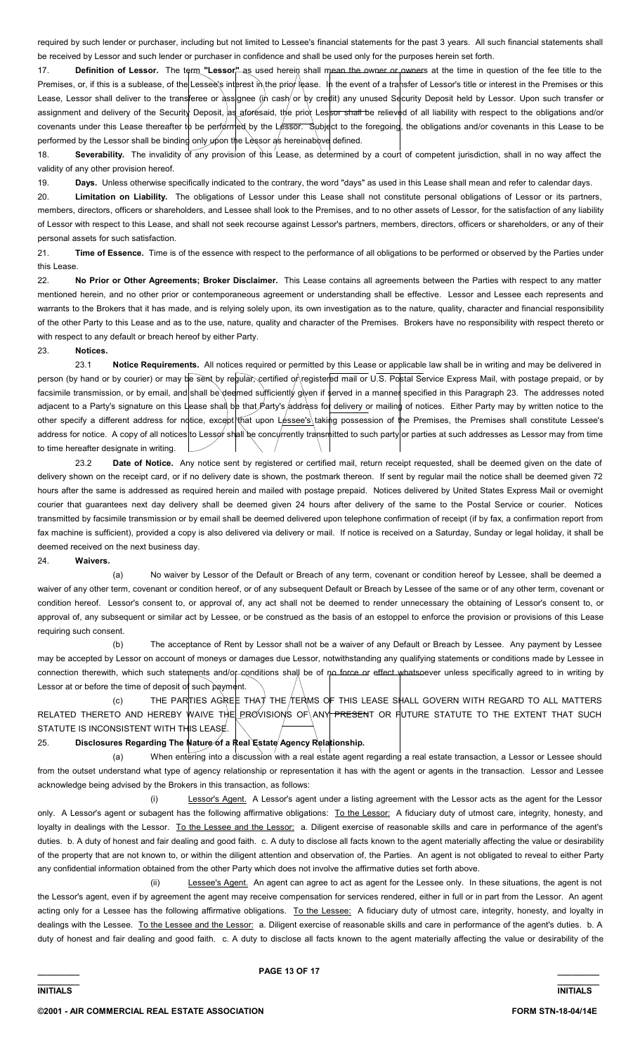required by such lender or purchaser, including but not limited to Lessee's financial statements for the past 3 years. All such financial statements shall be received by Lessor and such lender or purchaser in confidence and shall be used only for the purposes herein set forth.

17. **Definition of Lessor.** The term "**Lessor**" as used herein shall mean the owner or owners at the time in question of the fee title to the Premises, or, if this is a sublease, of the Lessee's interest in the prior lease. In the event of a transfer of Lessor's title or interest in the Premises or this Lease, Lessor shall deliver to the transferee or assignee (in cash or by credit) any unused Security Deposit held by Lessor. Upon such transfer or assignment and delivery of the Security Deposit, as aforesaid, the prior Lessor shall be relieved of all liability with respect to the obligations and/or covenants under this Lease thereafter to be performed by the Lessor. Subject to the foregoing, the obligations and/or covenants in this Lease to be performed by the Lessor shall be binding only upon the Lessor as hereinabove defined.

18. **Severability.** The invalidity of any provision of this Lease, as determined by a court of competent jurisdiction, shall in no way affect the validity of any other provision hereof.

19. **Days.** Unless otherwise specifically indicated to the contrary, the word "days" as used in this Lease shall mean and refer to calendar days.

20. **Limitation on Liability.** The obligations of Lessor under this Lease shall not constitute personal obligations of Lessor or its partners, members, directors, officers or shareholders, and Lessee shall look to the Premises, and to no other assets of Lessor, for the satisfaction of any liability of Lessor with respect to this Lease, and shall not seek recourse against Lessor's partners, members, directors, officers or shareholders, or any of their personal assets for such satisfaction.

21. **Time of Essence.** Time is of the essence with respect to the performance of all obligations to be performed or observed by the Parties under this Lease.

22. **No Prior or Other Agreements; Broker Disclaimer.** This Lease contains all agreements between the Parties with respect to any matter mentioned herein, and no other prior or contemporaneous agreement or understanding shall be effective. Lessor and Lessee each represents and warrants to the Brokers that it has made, and is relying solely upon, its own investigation as to the nature, quality, character and financial responsibility of the other Party to this Lease and as to the use, nature, quality and character of the Premises. Brokers have no responsibility with respect thereto or with respect to any default or breach hereof by either Party.

23. **Notices.**

23.1 **Notice Requirements.** All notices required or permitted by this Lease or applicable law shall be in writing and may be delivered in person (by hand or by courier) or may be sent by regular, certified or registered mail or U.S. Postal Service Express Mail, with postage prepaid, or by facsimile transmission, or by email, and shall be deemed sufficiently given if served in a manner specified in this Paragraph 23. The addresses noted adjacent to a Party's signature on this Lease shall be that Party's address for delivery or mailing of notices. Either Party may by written notice to the other specify a different address for notice, except that upon Lessee's taking possession of the Premises, the Premises shall constitute Lessee's address for notice. A copy of all notices to Lessor shall be concurrently transmitted to such party or parties at such addresses as Lessor may from time to time hereafter designate in writing.

23.2 **Date of Notice.** Any notice sent by registered or certified mail, return receipt requested, shall be deemed given on the date of delivery shown on the receipt card, or if no delivery date is shown, the postmark thereon. If sent by regular mail the notice shall be deemed given 72 hours after the same is addressed as required herein and mailed with postage prepaid. Notices delivered by United States Express Mail or overnight courier that guarantees next day delivery shall be deemed given 24 hours after delivery of the same to the Postal Service or courier. Notices transmitted by facsimile transmission or by email shall be deemed delivered upon telephone confirmation of receipt (if by fax, a confirmation report from fax machine is sufficient), provided a copy is also delivered via delivery or mail. If notice is received on a Saturday, Sunday or legal holiday, it shall be deemed received on the next business day.

24. **Waivers.**

(a) No waiver by Lessor of the Default or Breach of any term, covenant or condition hereof by Lessee, shall be deemed a waiver of any other term, covenant or condition hereof, or of any subsequent Default or Breach by Lessee of the same or of any other term, covenant or condition hereof. Lessor's consent to, or approval of, any act shall not be deemed to render unnecessary the obtaining of Lessor's consent to, or approval of, any subsequent or similar act by Lessee, or be construed as the basis of an estoppel to enforce the provision or provisions of this Lease requiring such consent.

(b) The acceptance of Rent by Lessor shall not be a waiver of any Default or Breach by Lessee. Any payment by Lessee may be accepted by Lessor on account of moneys or damages due Lessor, notwithstanding any qualifying statements or conditions made by Lessee in connection therewith, which such statements and/or conditions shall be of no force or effect whatsoever unless specifically agreed to in writing by Lessor at or before the time of deposit of such payment.

(c) THE PARTIES AGREE THAT THE TERMS OF THIS LEASE SHALL GOVERN WITH REGARD TO ALL MATTERS RELATED THERETO AND HEREBY WAIVE THE PROVISIONS OF ANY PRESENT OR FUTURE STATUTE TO THE EXTENT THAT SUCH STATUTE IS INCONSISTENT WITH THIS LEASE.

25. **Disclosures Regarding The Nature of a Real Estate Agency Relationship.**

(a) When entering into a discussion with a real estate agent regarding a real estate transaction, a Lessor or Lessee should from the outset understand what type of agency relationship or representation it has with the agent or agents in the transaction. Lessor and Lessee acknowledge being advised by the Brokers in this transaction, as follows:

(i) Lessor's Agent. A Lessor's agent under a listing agreement with the Lessor acts as the agent for the Lessor only. A Lessor's agent or subagent has the following affirmative obligations: To the Lessor: A fiduciary duty of utmost care, integrity, honesty, and loyalty in dealings with the Lessor. To the Lessee and the Lessor: a. Diligent exercise of reasonable skills and care in performance of the agent's duties. b. A duty of honest and fair dealing and good faith. c. A duty to disclose all facts known to the agent materially affecting the value or desirability of the property that are not known to, or within the diligent attention and observation of, the Parties. An agent is not obligated to reveal to either Party any confidential information obtained from the other Party which does not involve the affirmative duties set forth above.

(ii) Lessee's Agent. An agent can agree to act as agent for the Lessee only. In these situations, the agent is not the Lessor's agent, even if by agreement the agent may receive compensation for services rendered, either in full or in part from the Lessor. An agent acting only for a Lessee has the following affirmative obligations. To the Lessee: A fiduciary duty of utmost care, integrity, honesty, and loyalty in dealings with the Lessee. To the Lessee and the Lessor: a. Diligent exercise of reasonable skills and care in performance of the agent's duties. b. A duty of honest and fair dealing and good faith. c. A duty to disclose all facts known to the agent materially affecting the value or desirability of the

INITIALS INITIALS

©2001 - AIR COMMERCIAL REAL ESTATE ASSOCIATION FORM STN-18-04/14E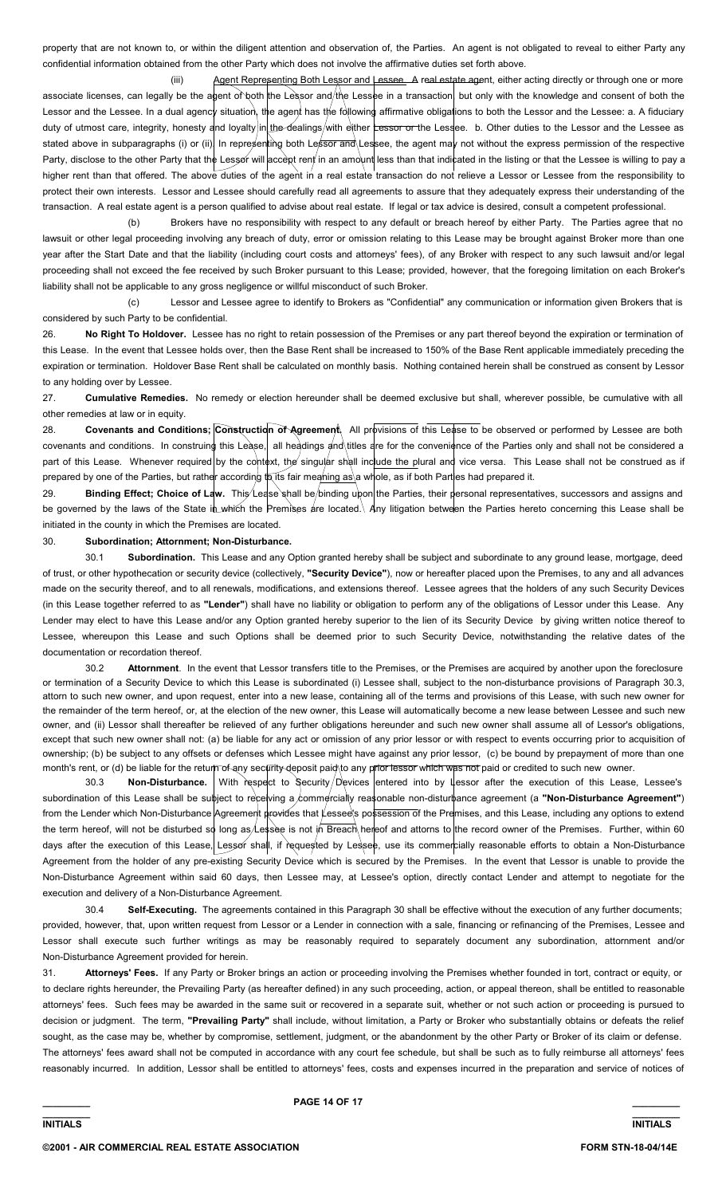property that are not known to, or within the diligent attention and observation of, the Parties. An agent is not obligated to reveal to either Party any confidential information obtained from the other Party which does not involve the affirmative duties set forth above.

(iii) Agent Representing Both Lessor and Lessee. A real estate agent, either acting directly or through one or more associate licenses, can legally be the agent of both the Lessor and the Lessee in a transaction, but only with the knowledge and consent of both the Lessor and the Lessee. In a dual agency situation, the agent has the following affirmative obligations to both the Lessor and the Lessee: a. A fiduciary duty of utmost care, integrity, honesty and loyalty in the dealings with either Lessor or the Lessee. b. Other duties to the Lessor and the Lessee as stated above in subparagraphs (i) or (ii). In representing both Lessor and Lessee, the agent may not without the express permission of the respective Party, disclose to the other Party that the Lessor will accept rent in an amount less than that indicated in the listing or that the Lessee is willing to pay a higher rent than that offered. The above duties of the agent in a real estate transaction do not relieve a Lessor or Lessee from the responsibility to protect their own interests. Lessor and Lessee should carefully read all agreements to assure that they adequately express their understanding of the transaction. A real estate agent is a person qualified to advise about real estate. If legal or tax advice is desired, consult a competent professional.

(b) Brokers have no responsibility with respect to any default or breach hereof by either Party. The Parties agree that no lawsuit or other legal proceeding involving any breach of duty, error or omission relating to this Lease may be brought against Broker more than one year after the Start Date and that the liability (including court costs and attorneys' fees), of any Broker with respect to any such lawsuit and/or legal proceeding shall not exceed the fee received by such Broker pursuant to this Lease; provided, however, that the foregoing limitation on each Broker's liability shall not be applicable to any gross negligence or willful misconduct of such Broker.

(c) Lessor and Lessee agree to identify to Brokers as "Confidential" any communication or information given Brokers that is considered by such Party to be confidential.

26. **No Right To Holdover.** Lessee has no right to retain possession of the Premises or any part thereof beyond the expiration or termination of this Lease. In the event that Lessee holds over, then the Base Rent shall be increased to 150% of the Base Rent applicable immediately preceding the expiration or termination. Holdover Base Rent shall be calculated on monthly basis. Nothing contained herein shall be construed as consent by Lessor to any holding over by Lessee.

27. **Cumulative Remedies.** No remedy or election hereunder shall be deemed exclusive but shall, wherever possible, be cumulative with all other remedies at law or in equity.

28. **Covenants and Conditions; Construction of Agreement.** All provisions of this Lease to be observed or performed by Lessee are both covenants and conditions. In construing this Lease, all headings and titles are for the convenience of the Parties only and shall not be considered a part of this Lease. Whenever required by the context, the singular shall include the plural and vice versa. This Lease shall not be construed as if prepared by one of the Parties, but rather according to its fair meaning as a whole, as if both Parties had prepared it.

29. **Binding Effect; Choice of Law.** This Lease shall be binding upon the Parties, their personal representatives, successors and assigns and be governed by the laws of the State in which the Premises are located. Any litigation between the Parties hereto concerning this Lease shall be initiated in the county in which the Premises are located.

30. **Subordination; Attornment; Non-Disturbance.**

30.1 **Subordination.** This Lease and any Option granted hereby shall be subject and subordinate to any ground lease, mortgage, deed of trust, or other hypothecation or security device (collectively, **"Security Device"**), now or hereafter placed upon the Premises, to any and all advances made on the security thereof, and to all renewals, modifications, and extensions thereof. Lessee agrees that the holders of any such Security Devices (in this Lease together referred to as **"Lender"**) shall have no liability or obligation to perform any of the obligations of Lessor under this Lease. Any Lender may elect to have this Lease and/or any Option granted hereby superior to the lien of its Security Device by giving written notice thereof to Lessee, whereupon this Lease and such Options shall be deemed prior to such Security Device, notwithstanding the relative dates of the documentation or recordation thereof.

30.2 **Attornment**. In the event that Lessor transfers title to the Premises, or the Premises are acquired by another upon the foreclosure or termination of a Security Device to which this Lease is subordinated (i) Lessee shall, subject to the non-disturbance provisions of Paragraph 30.3, attorn to such new owner, and upon request, enter into a new lease, containing all of the terms and provisions of this Lease, with such new owner for the remainder of the term hereof, or, at the election of the new owner, this Lease will automatically become a new lease between Lessee and such new owner, and (ii) Lessor shall thereafter be relieved of any further obligations hereunder and such new owner shall assume all of Lessor's obligations, except that such new owner shall not: (a) be liable for any act or omission of any prior lessor or with respect to events occurring prior to acquisition of ownership; (b) be subject to any offsets or defenses which Lessee might have against any prior lessor, (c) be bound by prepayment of more than one month's rent, or (d) be liable for the return of any security deposit paid to any prior lessor which was not paid or credited to such new owner.

30.3 **Non-Disturbance.** With respect to Security Devices entered into by Lessor after the execution of this Lease, Lessee's subordination of this Lease shall be subject to receiving a commercially reasonable non-disturbance agreement (a **"Non-Disturbance Agreement"**) from the Lender which Non-Disturbance Agreement provides that Lessee's possession of the Premises, and this Lease, including any options to extend the term hereof, will not be disturbed so long as Lessee is not in Breach hereof and attorns to the record owner of the Premises. Further, within 60 days after the execution of this Lease, Lessor shall, if requested by Lessee, use its commercially reasonable efforts to obtain a Non-Disturbance Agreement from the holder of any pre-existing Security Device which is secured by the Premises. In the event that Lessor is unable to provide the Non-Disturbance Agreement within said 60 days, then Lessee may, at Lessee's option, directly contact Lender and attempt to negotiate for the execution and delivery of a Non-Disturbance Agreement.

30.4 **Self-Executing.** The agreements contained in this Paragraph 30 shall be effective without the execution of any further documents; provided, however, that, upon written request from Lessor or a Lender in connection with a sale, financing or refinancing of the Premises, Lessee and Lessor shall execute such further writings as may be reasonably required to separately document any subordination, attornment and/or Non-Disturbance Agreement provided for herein.

31. **Attorneys' Fees.** If any Party or Broker brings an action or proceeding involving the Premises whether founded in tort, contract or equity, or to declare rights hereunder, the Prevailing Party (as hereafter defined) in any such proceeding, action, or appeal thereon, shall be entitled to reasonable attorneys' fees. Such fees may be awarded in the same suit or recovered in a separate suit, whether or not such action or proceeding is pursued to decision or judgment. The term, **"Prevailing Party"** shall include, without limitation, a Party or Broker who substantially obtains or defeats the relief sought, as the case may be, whether by compromise, settlement, judgment, or the abandonment by the other Party or Broker of its claim or defense. The attorneys' fees award shall not be computed in accordance with any court fee schedule, but shall be such as to fully reimburse all attorneys' fees reasonably incurred. In addition, Lessor shall be entitled to attorneys' fees, costs and expenses incurred in the preparation and service of notices of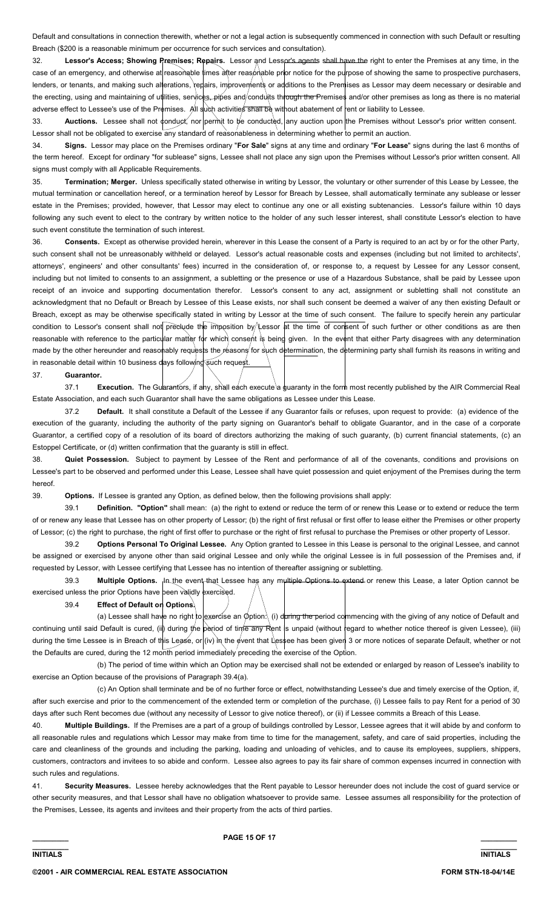Default and consultations in connection therewith, whether or not a legal action is subsequently commenced in connection with such Default or resulting Breach ($200 is a reasonable minimum per occurrence for such services and consultation).

32. **Lessor's Access; Showing Premises; Repairs.** Lessor and Lessor's agents shall have the right to enter the Premises at any time, in the case of an emergency, and otherwise at reasonable times after reasonable prior notice for the purpose of showing the same to prospective purchasers, lenders, or tenants, and making such alterations, repairs, improvements or additions to the Premises as Lessor may deem necessary or desirable and the erecting, using and maintaining of utilities, services, pipes and conduits through the Premises and/or other premises as long as there is no material adverse effect to Lessee's use of the Premises. All such activities shall be without abatement of rent or liability to Lessee.

33. **Auctions.** Lessee shall not conduct, nor permit to be conducted, any auction upon the Premises without Lessor's prior written consent. Lessor shall not be obligated to exercise any standard of reasonableness in determining whether to permit an auction.

34. **Signs.** Lessor may place on the Premises ordinary "**For Sale**" signs at any time and ordinary "**For Lease**" signs during the last 6 months of the term hereof. Except for ordinary "for sublease" signs, Lessee shall not place any sign upon the Premises without Lessor's prior written consent. All signs must comply with all Applicable Requirements.

35. **Termination; Merger.** Unless specifically stated otherwise in writing by Lessor, the voluntary or other surrender of this Lease by Lessee, the mutual termination or cancellation hereof, or a termination hereof by Lessor for Breach by Lessee, shall automatically terminate any sublease or lesser estate in the Premises; provided, however, that Lessor may elect to continue any one or all existing subtenancies. Lessor's failure within 10 days following any such event to elect to the contrary by written notice to the holder of any such lesser interest, shall constitute Lessor's election to have such event constitute the termination of such interest.

36. **Consents.** Except as otherwise provided herein, wherever in this Lease the consent of a Party is required to an act by or for the other Party, such consent shall not be unreasonably withheld or delayed. Lessor's actual reasonable costs and expenses (including but not limited to architects', attorneys', engineers' and other consultants' fees) incurred in the consideration of, or response to, a request by Lessee for any Lessor consent, including but not limited to consents to an assignment, a subletting or the presence or use of a Hazardous Substance, shall be paid by Lessee upon receipt of an invoice and supporting documentation therefor. Lessor's consent to any act, assignment or subletting shall not constitute an acknowledgment that no Default or Breach by Lessee of this Lease exists, nor shall such consent be deemed a waiver of any then existing Default or Breach, except as may be otherwise specifically stated in writing by Lessor at the time of such consent. The failure to specify herein any particular condition to Lessor's consent shall not preclude the imposition by Lessor at the time of consent of such further or other conditions as are then reasonable with reference to the particular matter for which consent is being given. In the event that either Party disagrees with any determination made by the other hereunder and reasonably requests the reasons for such determination, the determining party shall furnish its reasons in writing and in reasonable detail within 10 business days following such request.

37. **Guarantor.**

37.1 **Execution.** The Guarantors, if any, shall each execute a guaranty in the form most recently published by the AIR Commercial Real Estate Association, and each such Guarantor shall have the same obligations as Lessee under this Lease.

37.2 **Default.** It shall constitute a Default of the Lessee if any Guarantor fails or refuses, upon request to provide: (a) evidence of the execution of the guaranty, including the authority of the party signing on Guarantor's behalf to obligate Guarantor, and in the case of a corporate Guarantor, a certified copy of a resolution of its board of directors authorizing the making of such guaranty, (b) current financial statements, (c) an Estoppel Certificate, or (d) written confirmation that the guaranty is still in effect.

38. **Quiet Possession.** Subject to payment by Lessee of the Rent and performance of all of the covenants, conditions and provisions on Lessee's part to be observed and performed under this Lease, Lessee shall have quiet possession and quiet enjoyment of the Premises during the term hereof.

39. **Options.** If Lessee is granted any Option, as defined below, then the following provisions shall apply:

39.1 **Definition. "Option"** shall mean: (a) the right to extend or reduce the term of or renew this Lease or to extend or reduce the term of or renew any lease that Lessee has on other property of Lessor; (b) the right of first refusal or first offer to lease either the Premises or other property of Lessor; (c) the right to purchase, the right of first offer to purchase or the right of first refusal to purchase the Premises or other property of Lessor.

39.2 **Options Personal To Original Lessee.** Any Option granted to Lessee in this Lease is personal to the original Lessee, and cannot be assigned or exercised by anyone other than said original Lessee and only while the original Lessee is in full possession of the Premises and, if requested by Lessor, with Lessee certifying that Lessee has no intention of thereafter assigning or subletting.

39.3 **Multiple Options.** In the event that Lessee has any multiple Options to extend or renew this Lease, a later Option cannot be exercised unless the prior Options have been validly exercised.

39.4 **Effect of Default on Options.**

(a) Lessee shall have no right to exercise an Option: (i) during the period commencing with the giving of any notice of Default and continuing until said Default is cured, (ii) during the period of time any Rent is unpaid (without regard to whether notice thereof is given Lessee), (iii) during the time Lessee is in Breach of this Lease, or (iv) in the event that Lessee has been given 3 or more notices of separate Default, whether or not the Defaults are cured, during the 12 month period immediately preceding the exercise of the Option.

(b) The period of time within which an Option may be exercised shall not be extended or enlarged by reason of Lessee's inability to exercise an Option because of the provisions of Paragraph 39.4(a).

(c) An Option shall terminate and be of no further force or effect, notwithstanding Lessee's due and timely exercise of the Option, if, after such exercise and prior to the commencement of the extended term or completion of the purchase, (i) Lessee fails to pay Rent for a period of 30 days after such Rent becomes due (without any necessity of Lessor to give notice thereof), or (ii) if Lessee commits a Breach of this Lease.

40. **Multiple Buildings.** If the Premises are a part of a group of buildings controlled by Lessor, Lessee agrees that it will abide by and conform to all reasonable rules and regulations which Lessor may make from time to time for the management, safety, and care of said properties, including the care and cleanliness of the grounds and including the parking, loading and unloading of vehicles, and to cause its employees, suppliers, shippers, customers, contractors and invitees to so abide and conform. Lessee also agrees to pay its fair share of common expenses incurred in connection with such rules and regulations.

41. **Security Measures.** Lessee hereby acknowledges that the Rent payable to Lessor hereunder does not include the cost of guard service or other security measures, and that Lessor shall have no obligation whatsoever to provide same. Lessee assumes all responsibility for the protection of the Premises, Lessee, its agents and invitees and their property from the acts of third parties.

______ INITIALS ______ INITIALS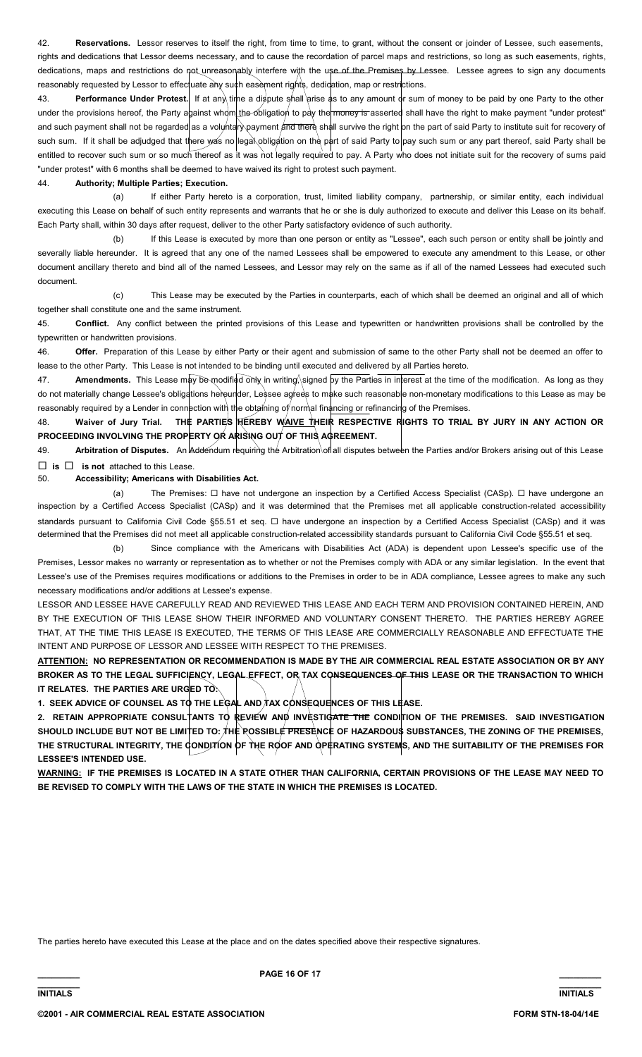42. **Reservations.** Lessor reserves to itself the right, from time to time, to grant, without the consent or joinder of Lessee, such easements, rights and dedications that Lessor deems necessary, and to cause the recordation of parcel maps and restrictions, so long as such easements, rights, dedications, maps and restrictions do not unreasonably interfere with the use of the Premises by Lessee. Lessee agrees to sign any documents reasonably requested by Lessor to effectuate any such easement rights, dedication, map or restrictions.

43. **Performance Under Protest.** If at any time a dispute shall arise as to any amount or sum of money to be paid by one Party to the other under the provisions hereof, the Party against whom the obligation to pay the money is asserted shall have the right to make payment "under protest" and such payment shall not be regarded as a voluntary payment and there shall survive the right on the part of said Party to institute suit for recovery of such sum. If it shall be adjudged that there was no legal obligation on the part of said Party to pay such sum or any part thereof, said Party shall be entitled to recover such sum or so much thereof as it was not legally required to pay. A Party who does not initiate suit for the recovery of sums paid "under protest" with 6 months shall be deemed to have waived its right to protest such payment.

44. **Authority; Multiple Parties; Execution.**

(a) If either Party hereto is a corporation, trust, limited liability company, partnership, or similar entity, each individual executing this Lease on behalf of such entity represents and warrants that he or she is duly authorized to execute and deliver this Lease on its behalf. Each Party shall, within 30 days after request, deliver to the other Party satisfactory evidence of such authority.

(b) If this Lease is executed by more than one person or entity as "Lessee", each such person or entity shall be jointly and severally liable hereunder. It is agreed that any one of the named Lessees shall be empowered to execute any amendment to this Lease, or other document ancillary thereto and bind all of the named Lessees, and Lessor may rely on the same as if all of the named Lessees had executed such document.

(c) This Lease may be executed by the Parties in counterparts, each of which shall be deemed an original and all of which together shall constitute one and the same instrument.

45. **Conflict.** Any conflict between the printed provisions of this Lease and typewritten or handwritten provisions shall be controlled by the typewritten or handwritten provisions.

46. **Offer.** Preparation of this Lease by either Party or their agent and submission of same to the other Party shall not be deemed an offer to lease to the other Party. This Lease is not intended to be binding until executed and delivered by all Parties hereto.

47. **Amendments.** This Lease may be modified only in writing, signed by the Parties in interest at the time of the modification. As long as they do not materially change Lessee's obligations hereunder, Lessee agrees to make such reasonable non-monetary modifications to this Lease as may be reasonably required by a Lender in connection with the obtaining of normal financing or refinancing of the Premises.

48. **Waiver of Jury Trial. THE PARTIES HEREBY WAIVE THEIR RESPECTIVE RIGHTS TO TRIAL BY JURY IN ANY ACTION OR PROCEEDING INVOLVING THE PROPERTY OR ARISING OUT OF THIS AGREEMENT.**

49. **Arbitration of Disputes.** An Addendum requiring the Arbitration of all disputes between the Parties and/or Brokers arising out of this Lease ☐ **is** ☐ **is not** attached to this Lease.

50. **Accessibility; Americans with Disabilities Act.**

(a) The Premises: ☐ have not undergone an inspection by a Certified Access Specialist (CASp). ☐ have undergone an inspection by a Certified Access Specialist (CASp) and it was determined that the Premises met all applicable construction-related accessibility standards pursuant to California Civil Code §55.51 et seq. ☐ have undergone an inspection by a Certified Access Specialist (CASp) and it was determined that the Premises did not meet all applicable construction-related accessibility standards pursuant to California Civil Code §55.51 et seq.

(b) Since compliance with the Americans with Disabilities Act (ADA) is dependent upon Lessee's specific use of the Premises, Lessor makes no warranty or representation as to whether or not the Premises comply with ADA or any similar legislation. In the event that Lessee's use of the Premises requires modifications or additions to the Premises in order to be in ADA compliance, Lessee agrees to make any such necessary modifications and/or additions at Lessee's expense.

LESSOR AND LESSEE HAVE CAREFULLY READ AND REVIEWED THIS LEASE AND EACH TERM AND PROVISION CONTAINED HEREIN, AND BY THE EXECUTION OF THIS LEASE SHOW THEIR INFORMED AND VOLUNTARY CONSENT THERETO. THE PARTIES HEREBY AGREE THAT, AT THE TIME THIS LEASE IS EXECUTED, THE TERMS OF THIS LEASE ARE COMMERCIALLY REASONABLE AND EFFECTUATE THE INTENT AND PURPOSE OF LESSOR AND LESSEE WITH RESPECT TO THE PREMISES.

**ATTENTION: NO REPRESENTATION OR RECOMMENDATION IS MADE BY THE AIR COMMERCIAL REAL ESTATE ASSOCIATION OR BY ANY BROKER AS TO THE LEGAL SUFFICIENCY, LEGAL EFFECT, OR TAX CONSEQUENCES OF THIS LEASE OR THE TRANSACTION TO WHICH IT RELATES. THE PARTIES ARE URGED TO:**

**1. SEEK ADVICE OF COUNSEL AS TO THE LEGAL AND TAX CONSEQUENCES OF THIS LEASE.**

**2. RETAIN APPROPRIATE CONSULTANTS TO REVIEW AND INVESTIGATE THE CONDITION OF THE PREMISES. SAID INVESTIGATION SHOULD INCLUDE BUT NOT BE LIMITED TO: THE POSSIBLE PRESENCE OF HAZARDOUS SUBSTANCES, THE ZONING OF THE PREMISES, THE STRUCTURAL INTEGRITY, THE CONDITION OF THE ROOF AND OPERATING SYSTEMS, AND THE SUITABILITY OF THE PREMISES FOR LESSEE'S INTENDED USE.**

**WARNING: IF THE PREMISES IS LOCATED IN A STATE OTHER THAN CALIFORNIA, CERTAIN PROVISIONS OF THE LEASE MAY NEED TO BE REVISED TO COMPLY WITH THE LAWS OF THE STATE IN WHICH THE PREMISES IS LOCATED.**

The parties hereto have executed this Lease at the place and on the dates specified above their respective signatures.

**INITIALS** **INITIALS**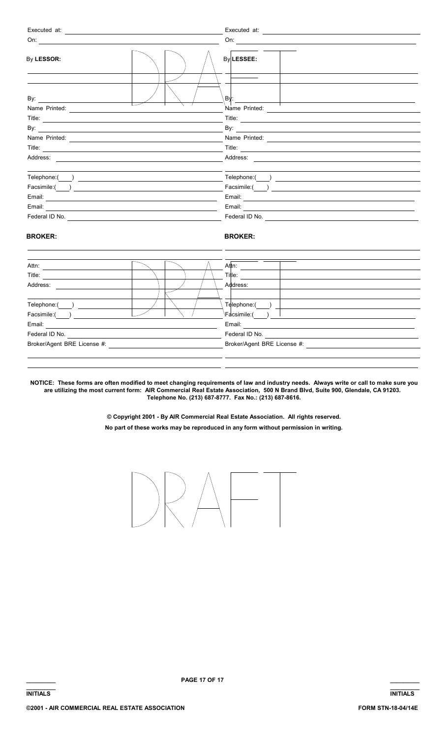| | |
|---|---|
| Executed at: | Executed at: |
| On: | On: |
| By **LESSOR:** | By **LESSEE:** |
| | |
| | |
| By: | By: |
| Name Printed: | Name Printed: |
| Title: | Title: |
| By: | By: |
| Name Printed: | Name Printed: |
| Title: | Title: |
| Address: | Address: |
| | |
| Telephone:( ) | Telephone:( ) |
| Facsimile:( ) | Facsimile:( ) |
| Email: | Email: |
| Email: | Email: |
| Federal ID No. | Federal ID No. |

| | |
|---|---|
| **BROKER:** | **BROKER:** |
| | |
| | |
| Attn: | Attn: |
| Title: | Title: |
| Address: | Address: |
| | |
| Telephone:( ) | Telephone:( ) |
| Facsimile:( ) | Facsimile:( ) |
| Email: | Email: |
| Federal ID No. | Federal ID No. |
| Broker/Agent BRE License #: | Broker/Agent BRE License #: |

**NOTICE: These forms are often modified to meet changing requirements of law and industry needs. Always write or call to make sure you are utilizing the most current form: AIR Commercial Real Estate Association, 500 N Brand Blvd, Suite 900, Glendale, CA 91203. Telephone No. (213) 687-8777. Fax No.: (213) 687-8616.**

**© Copyright 2001 - By AIR Commercial Real Estate Association. All rights reserved.**

**No part of these works may be reproduced in any form without permission in writing.**

DRAFT

**INITIALS** **INITIALS**

**©2001 - AIR COMMERCIAL REAL ESTATE ASSOCIATION** **FORM STN-18-04/14E**